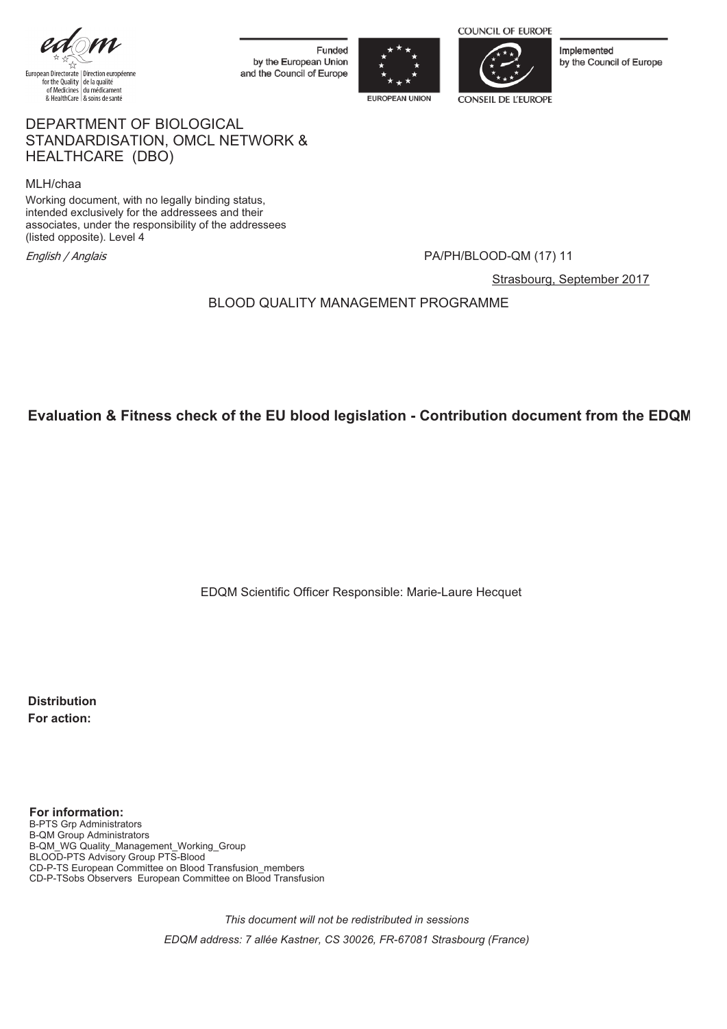European Directorate for the Quality of Medicines & HealthCare | Direction européenne de la qualité du médicament & soins de santé

Funded by the European Union and the Council of Europe

EUROPEAN UNION

COUNCIL OF EUROPE

CONSEIL DE L'EUROPE

Implemented by the Council of Europe

DEPARTMENT OF BIOLOGICAL STANDARDISATION, OMCL NETWORK & HEALTHCARE (DBO)

MLH/chaa

Working document, with no legally binding status, intended exclusively for the addressees and their associates, under the responsibility of the addressees (listed opposite). Level 4

*English / Anglais*

PA/PH/BLOOD-QM (17) 11

Strasbourg, September 2017

BLOOD QUALITY MANAGEMENT PROGRAMME

# Evaluation & Fitness check of the EU blood legislation - Contribution document from the EDQM

EDQM Scientific Officer Responsible: Marie-Laure Hecquet

**Distribution**

**For action:**

**For information:**

B-PTS Grp Administrators
B-QM Group Administrators
B-QM_WG Quality_Management_Working_Group
BLOOD-PTS Advisory Group PTS-Blood
CD-P-TS European Committee on Blood Transfusion_members
CD-P-TSobs Observers European Committee on Blood Transfusion

*This document will not be redistributed in sessions*

*EDQM address: 7 allée Kastner, CS 30026, FR-67081 Strasbourg (France)*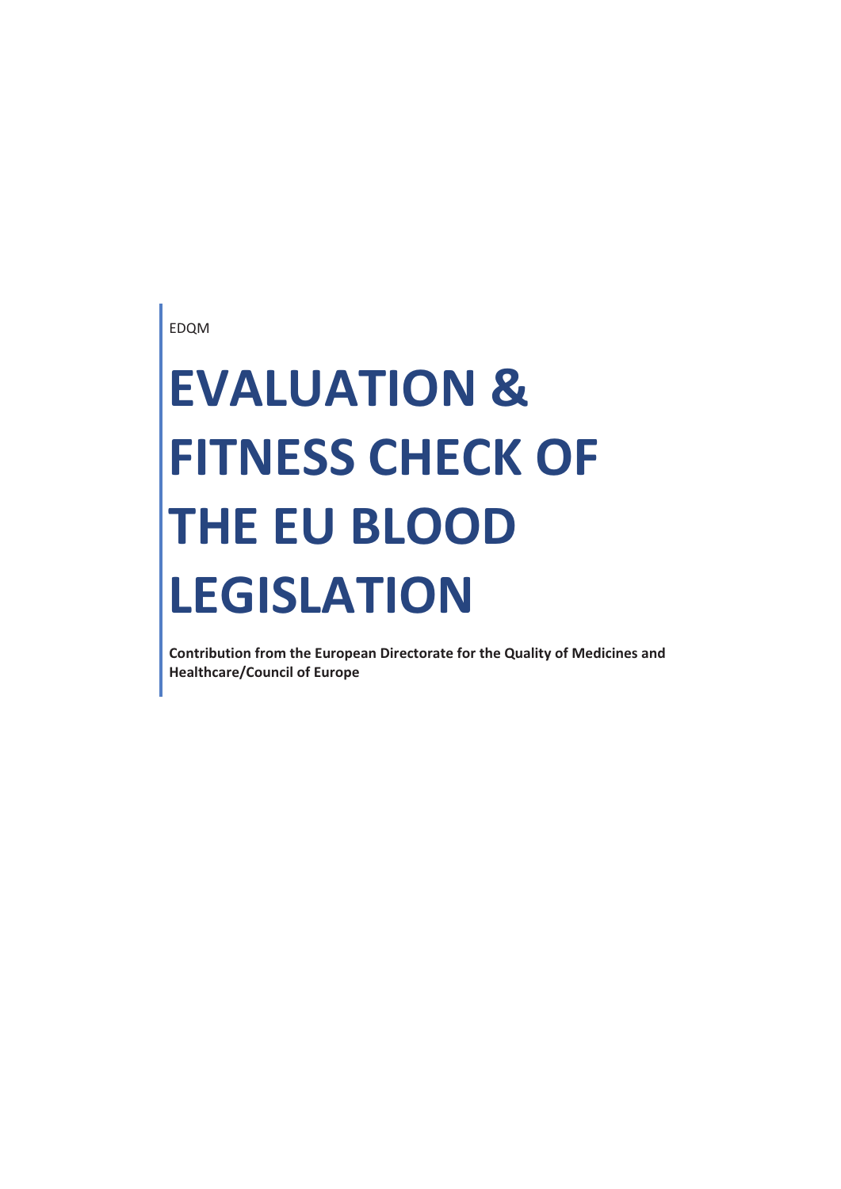EDQM

# EVALUATION & FITNESS CHECK OF THE EU BLOOD LEGISLATION

**Contribution from the European Directorate for the Quality of Medicines and Healthcare/Council of Europe**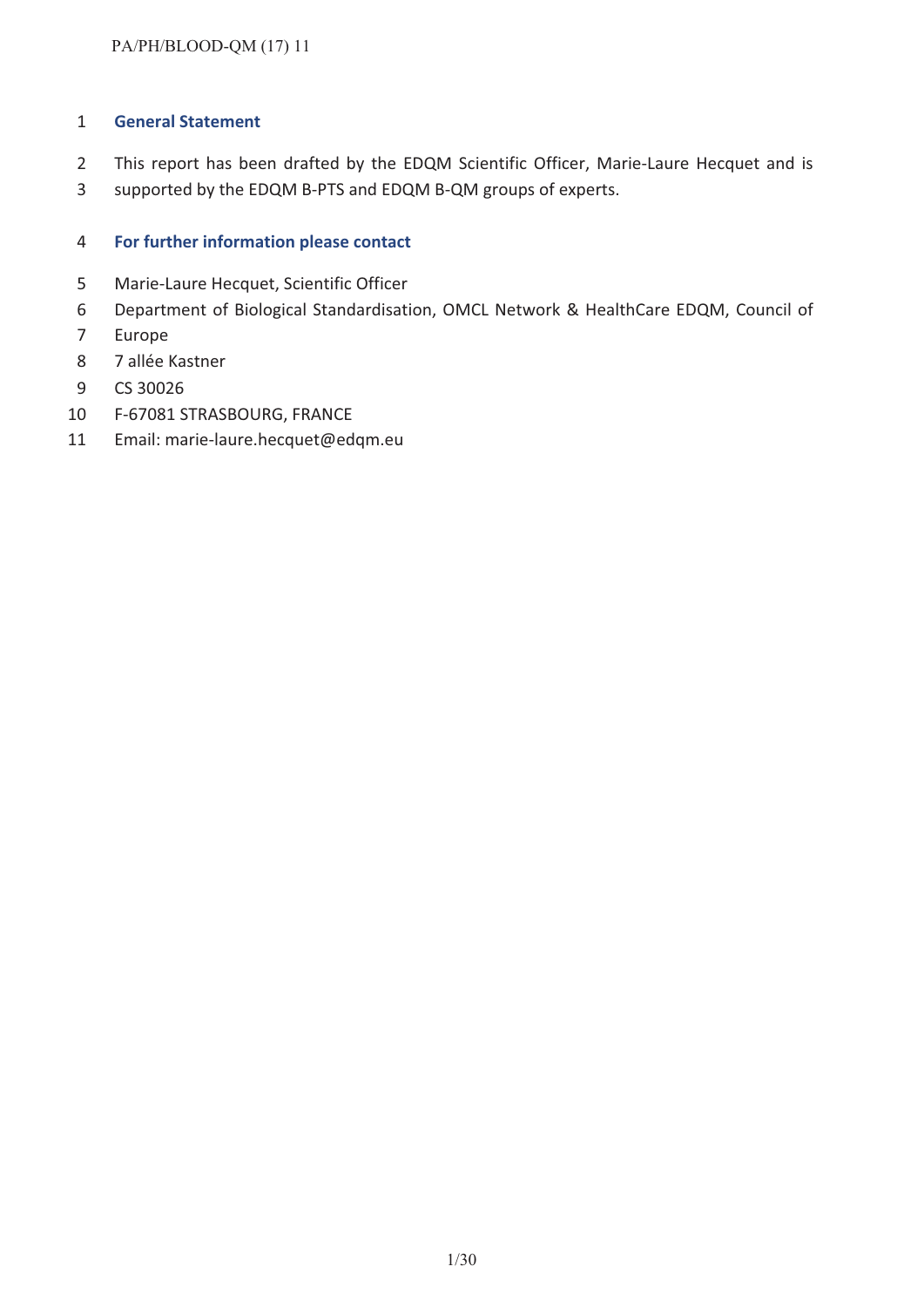## General Statement

This report has been drafted by the EDQM Scientific Officer, Marie-Laure Hecquet and is supported by the EDQM B-PTS and EDQM B-QM groups of experts.

## For further information please contact

Marie-Laure Hecquet, Scientific Officer
Department of Biological Standardisation, OMCL Network & HealthCare EDQM, Council of Europe
7 allée Kastner
CS 30026
F-67081 STRASBOURG, FRANCE
Email: marie-laure.hecquet@edqm.eu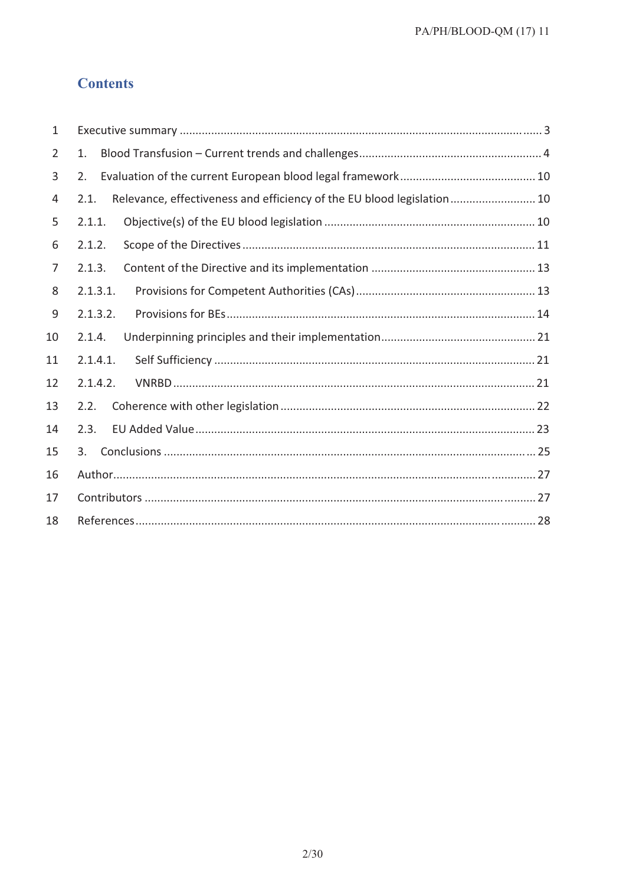## Contents

1 Executive summary ..... 3

2 1. Blood Transfusion – Current trends and challenges ..... 4

3 2. Evaluation of the current European blood legal framework ..... 10

4 2.1. Relevance, effectiveness and efficiency of the EU blood legislation ..... 10

5 2.1.1. Objective(s) of the EU blood legislation ..... 10

6 2.1.2. Scope of the Directives ..... 11

7 2.1.3. Content of the Directive and its implementation ..... 13

8 2.1.3.1. Provisions for Competent Authorities (CAs) ..... 13

9 2.1.3.2. Provisions for BEs ..... 14

10 2.1.4. Underpinning principles and their implementation ..... 21

11 2.1.4.1. Self Sufficiency ..... 21

12 2.1.4.2. VNRBD ..... 21

13 2.2. Coherence with other legislation ..... 22

14 2.3. EU Added Value ..... 23

15 3. Conclusions ..... 25

16 Author ..... 27

17 Contributors ..... 27

18 References ..... 28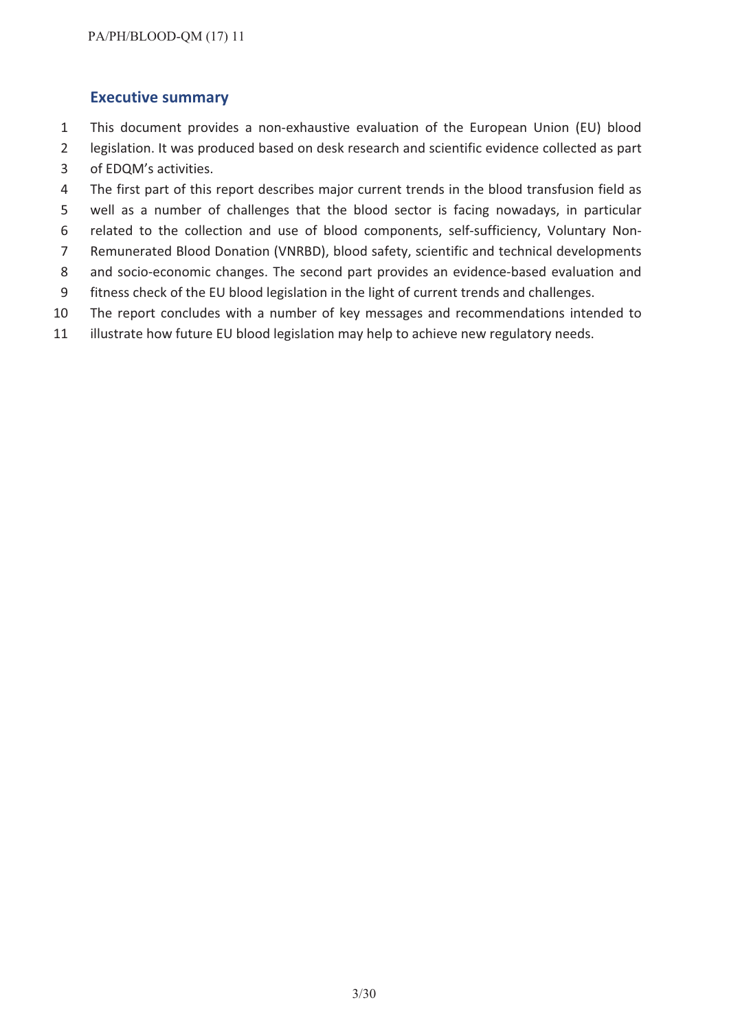## Executive summary

This document provides a non-exhaustive evaluation of the European Union (EU) blood legislation. It was produced based on desk research and scientific evidence collected as part of EDQM's activities.

The first part of this report describes major current trends in the blood transfusion field as well as a number of challenges that the blood sector is facing nowadays, in particular related to the collection and use of blood components, self-sufficiency, Voluntary Non-Remunerated Blood Donation (VNRBD), blood safety, scientific and technical developments and socio-economic changes. The second part provides an evidence-based evaluation and fitness check of the EU blood legislation in the light of current trends and challenges.

The report concludes with a number of key messages and recommendations intended to illustrate how future EU blood legislation may help to achieve new regulatory needs.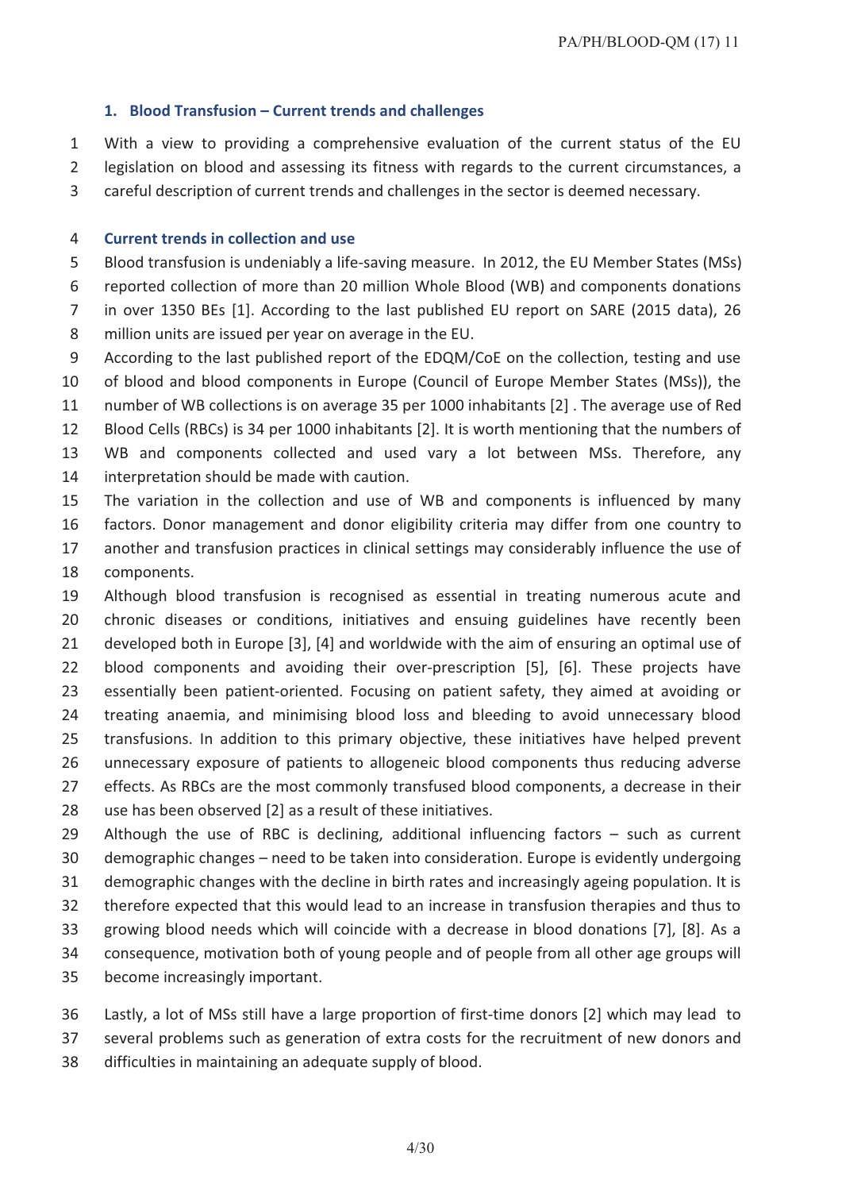## 1. Blood Transfusion – Current trends and challenges

With a view to providing a comprehensive evaluation of the current status of the EU legislation on blood and assessing its fitness with regards to the current circumstances, a careful description of current trends and challenges in the sector is deemed necessary.

### Current trends in collection and use

Blood transfusion is undeniably a life-saving measure. In 2012, the EU Member States (MSs) reported collection of more than 20 million Whole Blood (WB) and components donations in over 1350 BEs [1]. According to the last published EU report on SARE (2015 data), 26 million units are issued per year on average in the EU.

According to the last published report of the EDQM/CoE on the collection, testing and use of blood and blood components in Europe (Council of Europe Member States (MSs)), the number of WB collections is on average 35 per 1000 inhabitants [2] . The average use of Red Blood Cells (RBCs) is 34 per 1000 inhabitants [2]. It is worth mentioning that the numbers of WB and components collected and used vary a lot between MSs. Therefore, any interpretation should be made with caution.

The variation in the collection and use of WB and components is influenced by many factors. Donor management and donor eligibility criteria may differ from one country to another and transfusion practices in clinical settings may considerably influence the use of components.

Although blood transfusion is recognised as essential in treating numerous acute and chronic diseases or conditions, initiatives and ensuing guidelines have recently been developed both in Europe [3], [4] and worldwide with the aim of ensuring an optimal use of blood components and avoiding their over-prescription [5], [6]. These projects have essentially been patient-oriented. Focusing on patient safety, they aimed at avoiding or treating anaemia, and minimising blood loss and bleeding to avoid unnecessary blood transfusions. In addition to this primary objective, these initiatives have helped prevent unnecessary exposure of patients to allogeneic blood components thus reducing adverse effects. As RBCs are the most commonly transfused blood components, a decrease in their use has been observed [2] as a result of these initiatives.

Although the use of RBC is declining, additional influencing factors – such as current demographic changes – need to be taken into consideration. Europe is evidently undergoing demographic changes with the decline in birth rates and increasingly ageing population. It is therefore expected that this would lead to an increase in transfusion therapies and thus to growing blood needs which will coincide with a decrease in blood donations [7], [8]. As a consequence, motivation both of young people and of people from all other age groups will become increasingly important.

Lastly, a lot of MSs still have a large proportion of first-time donors [2] which may lead to several problems such as generation of extra costs for the recruitment of new donors and difficulties in maintaining an adequate supply of blood.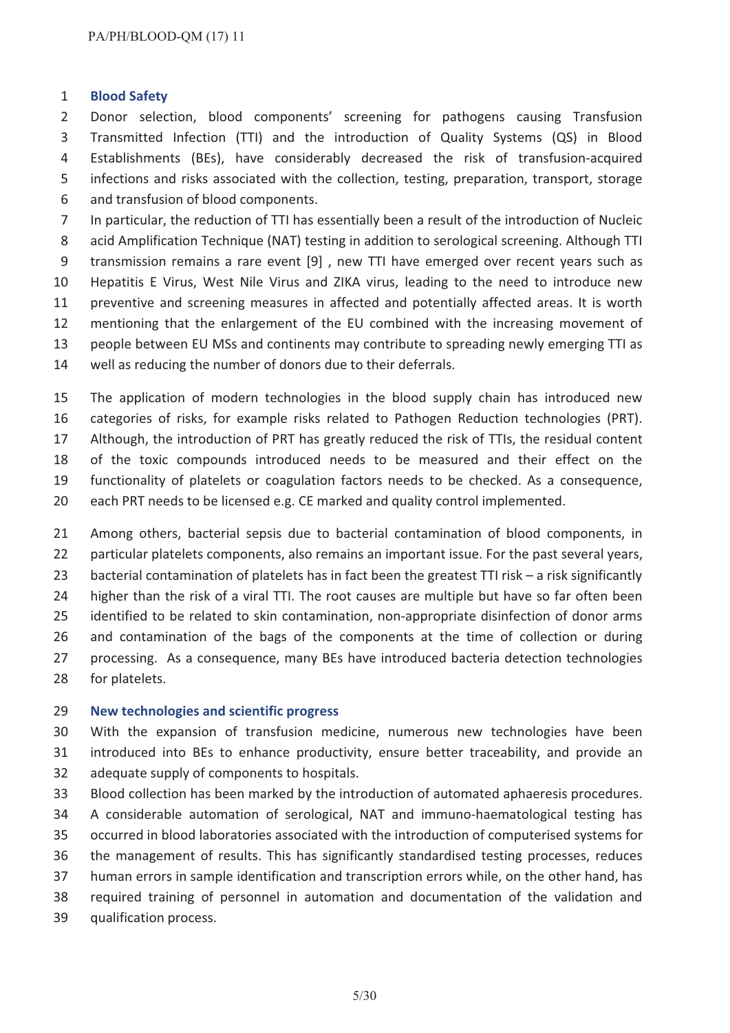## Blood Safety

Donor selection, blood components' screening for pathogens causing Transfusion Transmitted Infection (TTI) and the introduction of Quality Systems (QS) in Blood Establishments (BEs), have considerably decreased the risk of transfusion-acquired infections and risks associated with the collection, testing, preparation, transport, storage and transfusion of blood components.

In particular, the reduction of TTI has essentially been a result of the introduction of Nucleic acid Amplification Technique (NAT) testing in addition to serological screening. Although TTI transmission remains a rare event [9] , new TTI have emerged over recent years such as Hepatitis E Virus, West Nile Virus and ZIKA virus, leading to the need to introduce new preventive and screening measures in affected and potentially affected areas. It is worth mentioning that the enlargement of the EU combined with the increasing movement of people between EU MSs and continents may contribute to spreading newly emerging TTI as well as reducing the number of donors due to their deferrals.

The application of modern technologies in the blood supply chain has introduced new categories of risks, for example risks related to Pathogen Reduction technologies (PRT). Although, the introduction of PRT has greatly reduced the risk of TTIs, the residual content of the toxic compounds introduced needs to be measured and their effect on the functionality of platelets or coagulation factors needs to be checked. As a consequence, each PRT needs to be licensed e.g. CE marked and quality control implemented.

Among others, bacterial sepsis due to bacterial contamination of blood components, in particular platelets components, also remains an important issue. For the past several years, bacterial contamination of platelets has in fact been the greatest TTI risk – a risk significantly higher than the risk of a viral TTI. The root causes are multiple but have so far often been identified to be related to skin contamination, non-appropriate disinfection of donor arms and contamination of the bags of the components at the time of collection or during processing. As a consequence, many BEs have introduced bacteria detection technologies for platelets.

## New technologies and scientific progress

With the expansion of transfusion medicine, numerous new technologies have been introduced into BEs to enhance productivity, ensure better traceability, and provide an adequate supply of components to hospitals.

Blood collection has been marked by the introduction of automated aphaeresis procedures. A considerable automation of serological, NAT and immuno-haematological testing has occurred in blood laboratories associated with the introduction of computerised systems for the management of results. This has significantly standardised testing processes, reduces human errors in sample identification and transcription errors while, on the other hand, has required training of personnel in automation and documentation of the validation and qualification process.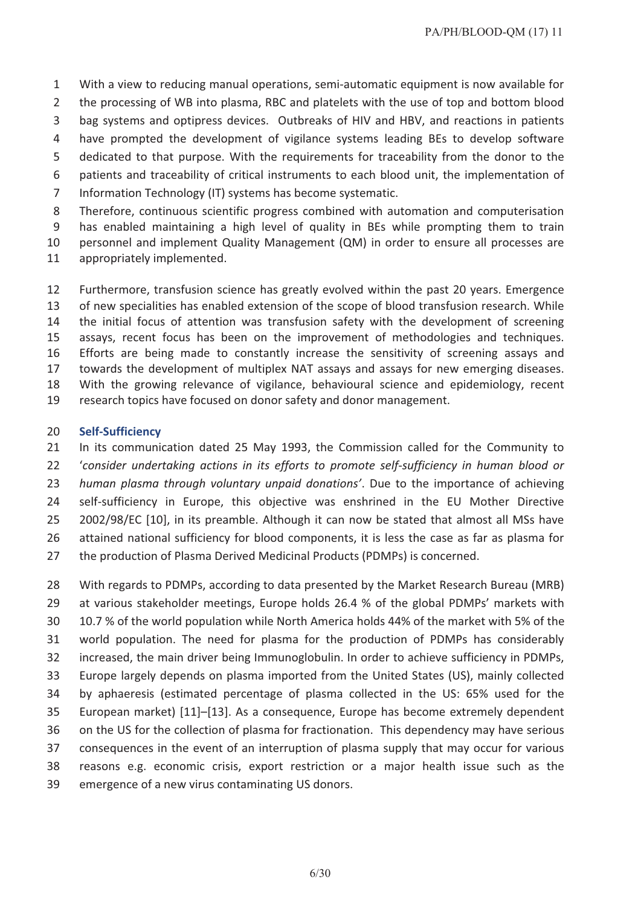With a view to reducing manual operations, semi-automatic equipment is now available for the processing of WB into plasma, RBC and platelets with the use of top and bottom blood bag systems and optipress devices. Outbreaks of HIV and HBV, and reactions in patients have prompted the development of vigilance systems leading BEs to develop software dedicated to that purpose. With the requirements for traceability from the donor to the patients and traceability of critical instruments to each blood unit, the implementation of Information Technology (IT) systems has become systematic.

Therefore, continuous scientific progress combined with automation and computerisation has enabled maintaining a high level of quality in BEs while prompting them to train personnel and implement Quality Management (QM) in order to ensure all processes are appropriately implemented.

Furthermore, transfusion science has greatly evolved within the past 20 years. Emergence of new specialities has enabled extension of the scope of blood transfusion research. While the initial focus of attention was transfusion safety with the development of screening assays, recent focus has been on the improvement of methodologies and techniques. Efforts are being made to constantly increase the sensitivity of screening assays and towards the development of multiplex NAT assays and assays for new emerging diseases. With the growing relevance of vigilance, behavioural science and epidemiology, recent research topics have focused on donor safety and donor management.

## Self-Sufficiency

In its communication dated 25 May 1993, the Commission called for the Community to '*consider undertaking actions in its efforts to promote self-sufficiency in human blood or human plasma through voluntary unpaid donations*'. Due to the importance of achieving self-sufficiency in Europe, this objective was enshrined in the EU Mother Directive 2002/98/EC [10], in its preamble. Although it can now be stated that almost all MSs have attained national sufficiency for blood components, it is less the case as far as plasma for the production of Plasma Derived Medicinal Products (PDMPs) is concerned.

With regards to PDMPs, according to data presented by the Market Research Bureau (MRB) at various stakeholder meetings, Europe holds 26.4 % of the global PDMPs' markets with 10.7 % of the world population while North America holds 44% of the market with 5% of the world population. The need for plasma for the production of PDMPs has considerably increased, the main driver being Immunoglobulin. In order to achieve sufficiency in PDMPs, Europe largely depends on plasma imported from the United States (US), mainly collected by aphaeresis (estimated percentage of plasma collected in the US: 65% used for the European market) [11]–[13]. As a consequence, Europe has become extremely dependent on the US for the collection of plasma for fractionation. This dependency may have serious consequences in the event of an interruption of plasma supply that may occur for various reasons e.g. economic crisis, export restriction or a major health issue such as the emergence of a new virus contaminating US donors.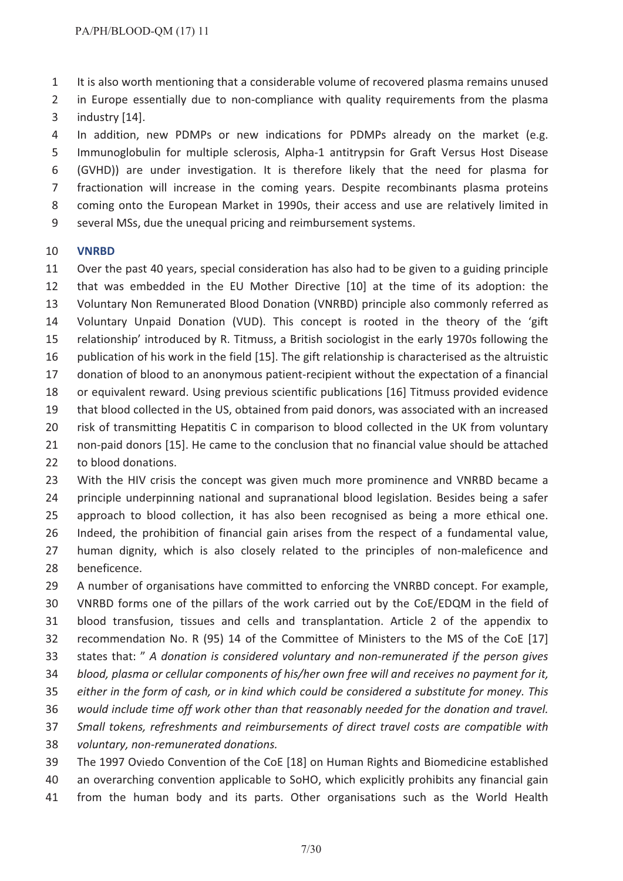It is also worth mentioning that a considerable volume of recovered plasma remains unused in Europe essentially due to non-compliance with quality requirements from the plasma industry [14].

In addition, new PDMPs or new indications for PDMPs already on the market (e.g. Immunoglobulin for multiple sclerosis, Alpha-1 antitrypsin for Graft Versus Host Disease (GVHD)) are under investigation. It is therefore likely that the need for plasma for fractionation will increase in the coming years. Despite recombinants plasma proteins coming onto the European Market in 1990s, their access and use are relatively limited in several MSs, due the unequal pricing and reimbursement systems.

### VNRBD

Over the past 40 years, special consideration has also had to be given to a guiding principle that was embedded in the EU Mother Directive [10] at the time of its adoption: the Voluntary Non Remunerated Blood Donation (VNRBD) principle also commonly referred as Voluntary Unpaid Donation (VUD). This concept is rooted in the theory of the 'gift relationship' introduced by R. Titmuss, a British sociologist in the early 1970s following the publication of his work in the field [15]. The gift relationship is characterised as the altruistic donation of blood to an anonymous patient-recipient without the expectation of a financial or equivalent reward. Using previous scientific publications [16] Titmuss provided evidence that blood collected in the US, obtained from paid donors, was associated with an increased risk of transmitting Hepatitis C in comparison to blood collected in the UK from voluntary non-paid donors [15]. He came to the conclusion that no financial value should be attached to blood donations.

With the HIV crisis the concept was given much more prominence and VNRBD became a principle underpinning national and supranational blood legislation. Besides being a safer approach to blood collection, it has also been recognised as being a more ethical one. Indeed, the prohibition of financial gain arises from the respect of a fundamental value, human dignity, which is also closely related to the principles of non-maleficence and beneficence.

A number of organisations have committed to enforcing the VNRBD concept. For example, VNRBD forms one of the pillars of the work carried out by the CoE/EDQM in the field of blood transfusion, tissues and cells and transplantation. Article 2 of the appendix to recommendation No. R (95) 14 of the Committee of Ministers to the MS of the CoE [17] states that: " *A donation is considered voluntary and non-remunerated if the person gives blood, plasma or cellular components of his/her own free will and receives no payment for it, either in the form of cash, or in kind which could be considered a substitute for money. This would include time off work other than that reasonably needed for the donation and travel. Small tokens, refreshments and reimbursements of direct travel costs are compatible with voluntary, non-remunerated donations.*

The 1997 Oviedo Convention of the CoE [18] on Human Rights and Biomedicine established an overarching convention applicable to SoHO, which explicitly prohibits any financial gain from the human body and its parts. Other organisations such as the World Health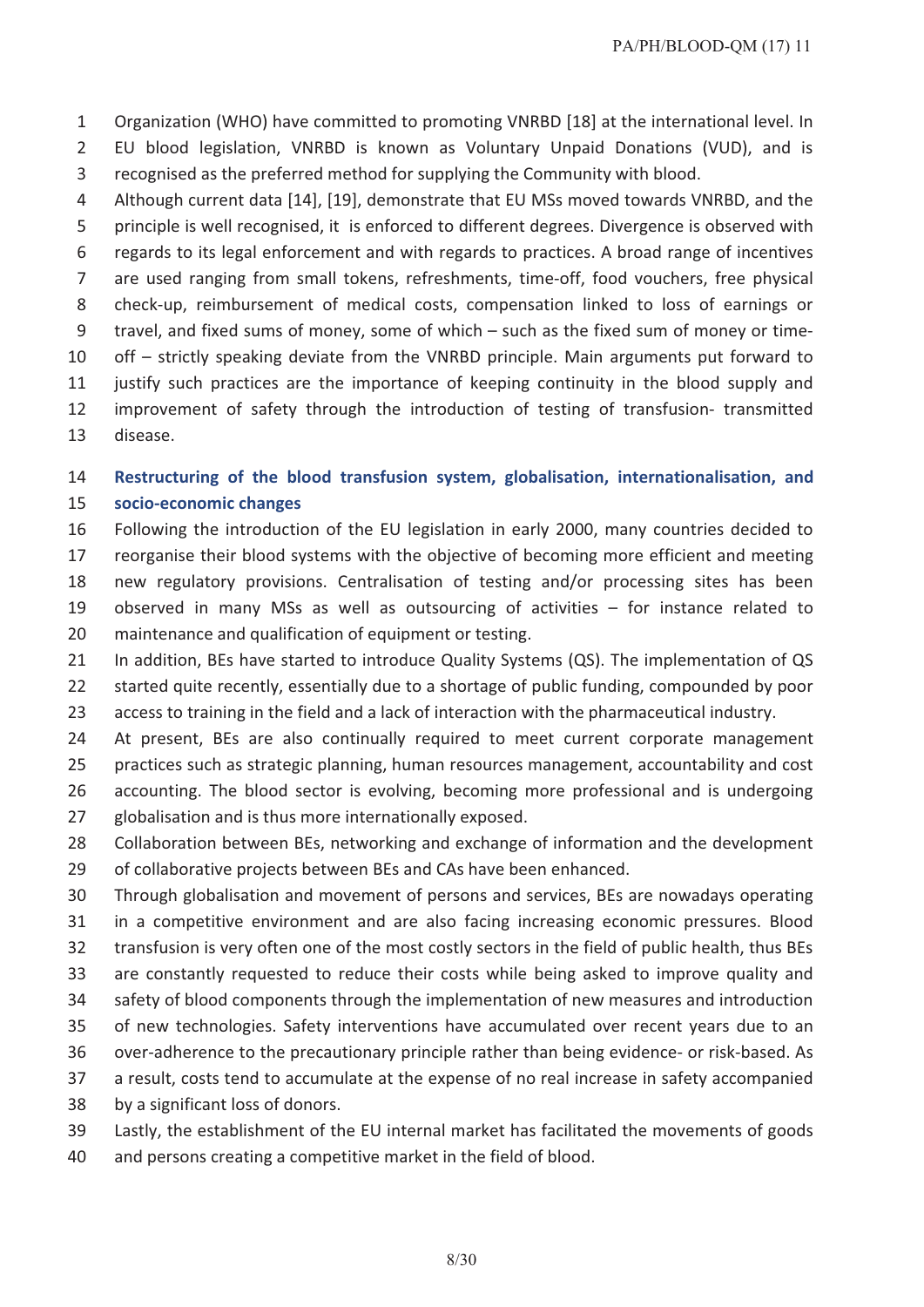Organization (WHO) have committed to promoting VNRBD [18] at the international level. In EU blood legislation, VNRBD is known as Voluntary Unpaid Donations (VUD), and is recognised as the preferred method for supplying the Community with blood.

Although current data [14], [19], demonstrate that EU MSs moved towards VNRBD, and the principle is well recognised, it is enforced to different degrees. Divergence is observed with regards to its legal enforcement and with regards to practices. A broad range of incentives are used ranging from small tokens, refreshments, time-off, food vouchers, free physical check-up, reimbursement of medical costs, compensation linked to loss of earnings or travel, and fixed sums of money, some of which – such as the fixed sum of money or time-off – strictly speaking deviate from the VNRBD principle. Main arguments put forward to justify such practices are the importance of keeping continuity in the blood supply and improvement of safety through the introduction of testing of transfusion- transmitted disease.

### Restructuring of the blood transfusion system, globalisation, internationalisation, and socio-economic changes

Following the introduction of the EU legislation in early 2000, many countries decided to reorganise their blood systems with the objective of becoming more efficient and meeting new regulatory provisions. Centralisation of testing and/or processing sites has been observed in many MSs as well as outsourcing of activities – for instance related to maintenance and qualification of equipment or testing.

In addition, BEs have started to introduce Quality Systems (QS). The implementation of QS started quite recently, essentially due to a shortage of public funding, compounded by poor access to training in the field and a lack of interaction with the pharmaceutical industry.

At present, BEs are also continually required to meet current corporate management practices such as strategic planning, human resources management, accountability and cost accounting. The blood sector is evolving, becoming more professional and is undergoing globalisation and is thus more internationally exposed.

Collaboration between BEs, networking and exchange of information and the development of collaborative projects between BEs and CAs have been enhanced.

Through globalisation and movement of persons and services, BEs are nowadays operating in a competitive environment and are also facing increasing economic pressures. Blood transfusion is very often one of the most costly sectors in the field of public health, thus BEs are constantly requested to reduce their costs while being asked to improve quality and safety of blood components through the implementation of new measures and introduction of new technologies. Safety interventions have accumulated over recent years due to an over-adherence to the precautionary principle rather than being evidence- or risk-based. As a result, costs tend to accumulate at the expense of no real increase in safety accompanied by a significant loss of donors.

Lastly, the establishment of the EU internal market has facilitated the movements of goods and persons creating a competitive market in the field of blood.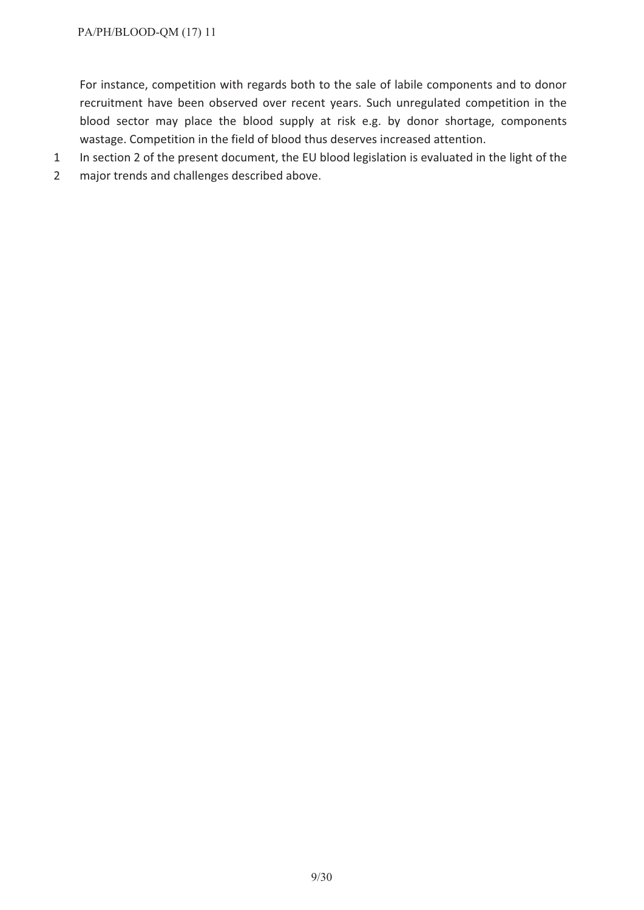For instance, competition with regards both to the sale of labile components and to donor recruitment have been observed over recent years. Such unregulated competition in the blood sector may place the blood supply at risk e.g. by donor shortage, components wastage. Competition in the field of blood thus deserves increased attention.

In section 2 of the present document, the EU blood legislation is evaluated in the light of the major trends and challenges described above.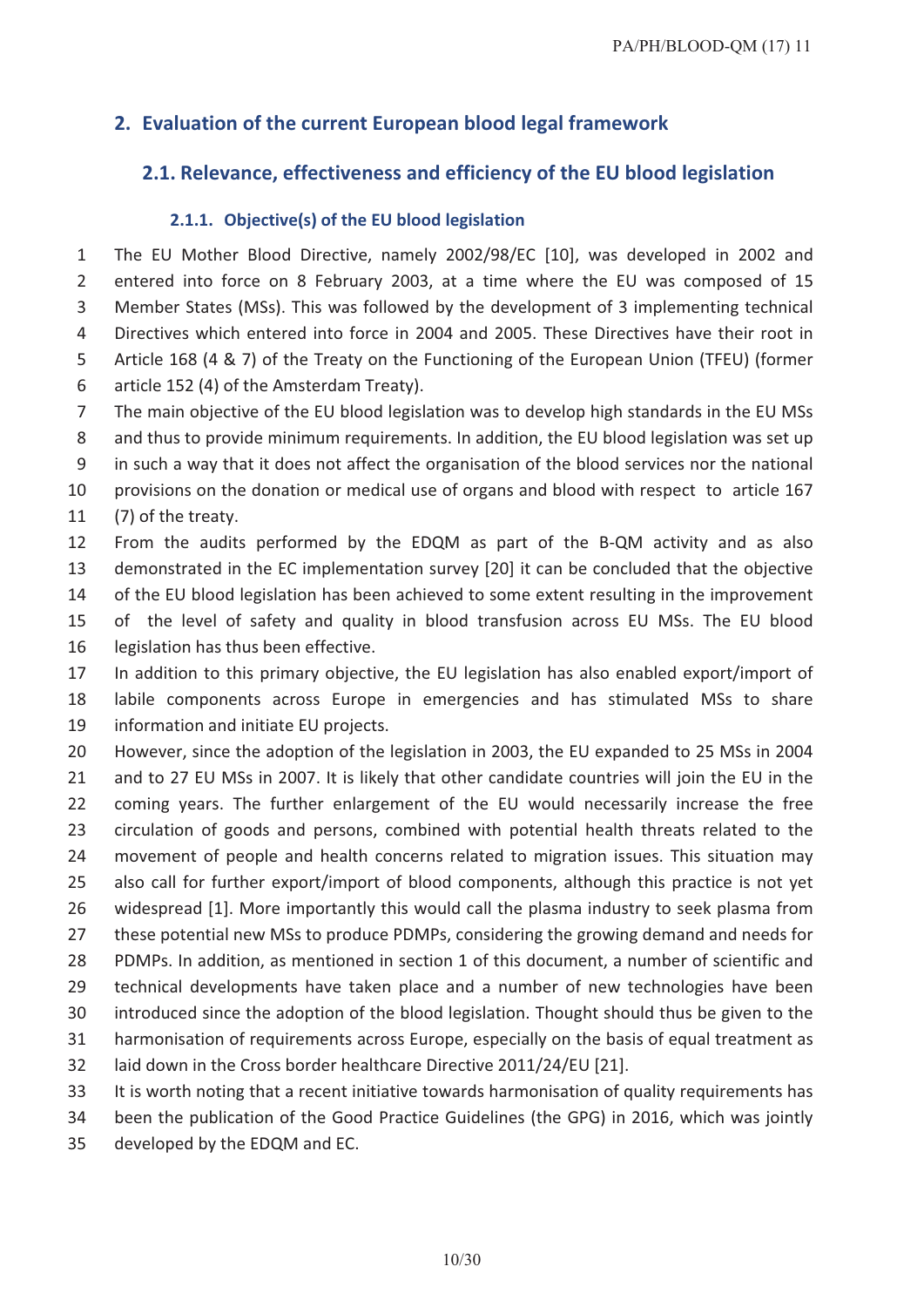## 2. Evaluation of the current European blood legal framework

### 2.1. Relevance, effectiveness and efficiency of the EU blood legislation

#### 2.1.1. Objective(s) of the EU blood legislation

The EU Mother Blood Directive, namely 2002/98/EC [10], was developed in 2002 and entered into force on 8 February 2003, at a time where the EU was composed of 15 Member States (MSs). This was followed by the development of 3 implementing technical Directives which entered into force in 2004 and 2005. These Directives have their root in Article 168 (4 & 7) of the Treaty on the Functioning of the European Union (TFEU) (former article 152 (4) of the Amsterdam Treaty).

The main objective of the EU blood legislation was to develop high standards in the EU MSs and thus to provide minimum requirements. In addition, the EU blood legislation was set up in such a way that it does not affect the organisation of the blood services nor the national provisions on the donation or medical use of organs and blood with respect to article 167 (7) of the treaty.

From the audits performed by the EDQM as part of the B-QM activity and as also demonstrated in the EC implementation survey [20] it can be concluded that the objective of the EU blood legislation has been achieved to some extent resulting in the improvement of the level of safety and quality in blood transfusion across EU MSs. The EU blood legislation has thus been effective.

In addition to this primary objective, the EU legislation has also enabled export/import of labile components across Europe in emergencies and has stimulated MSs to share information and initiate EU projects.

However, since the adoption of the legislation in 2003, the EU expanded to 25 MSs in 2004 and to 27 EU MSs in 2007. It is likely that other candidate countries will join the EU in the coming years. The further enlargement of the EU would necessarily increase the free circulation of goods and persons, combined with potential health threats related to the movement of people and health concerns related to migration issues. This situation may also call for further export/import of blood components, although this practice is not yet widespread [1]. More importantly this would call the plasma industry to seek plasma from these potential new MSs to produce PDMPs, considering the growing demand and needs for PDMPs. In addition, as mentioned in section 1 of this document, a number of scientific and technical developments have taken place and a number of new technologies have been introduced since the adoption of the blood legislation. Thought should thus be given to the harmonisation of requirements across Europe, especially on the basis of equal treatment as laid down in the Cross border healthcare Directive 2011/24/EU [21].

It is worth noting that a recent initiative towards harmonisation of quality requirements has been the publication of the Good Practice Guidelines (the GPG) in 2016, which was jointly developed by the EDQM and EC.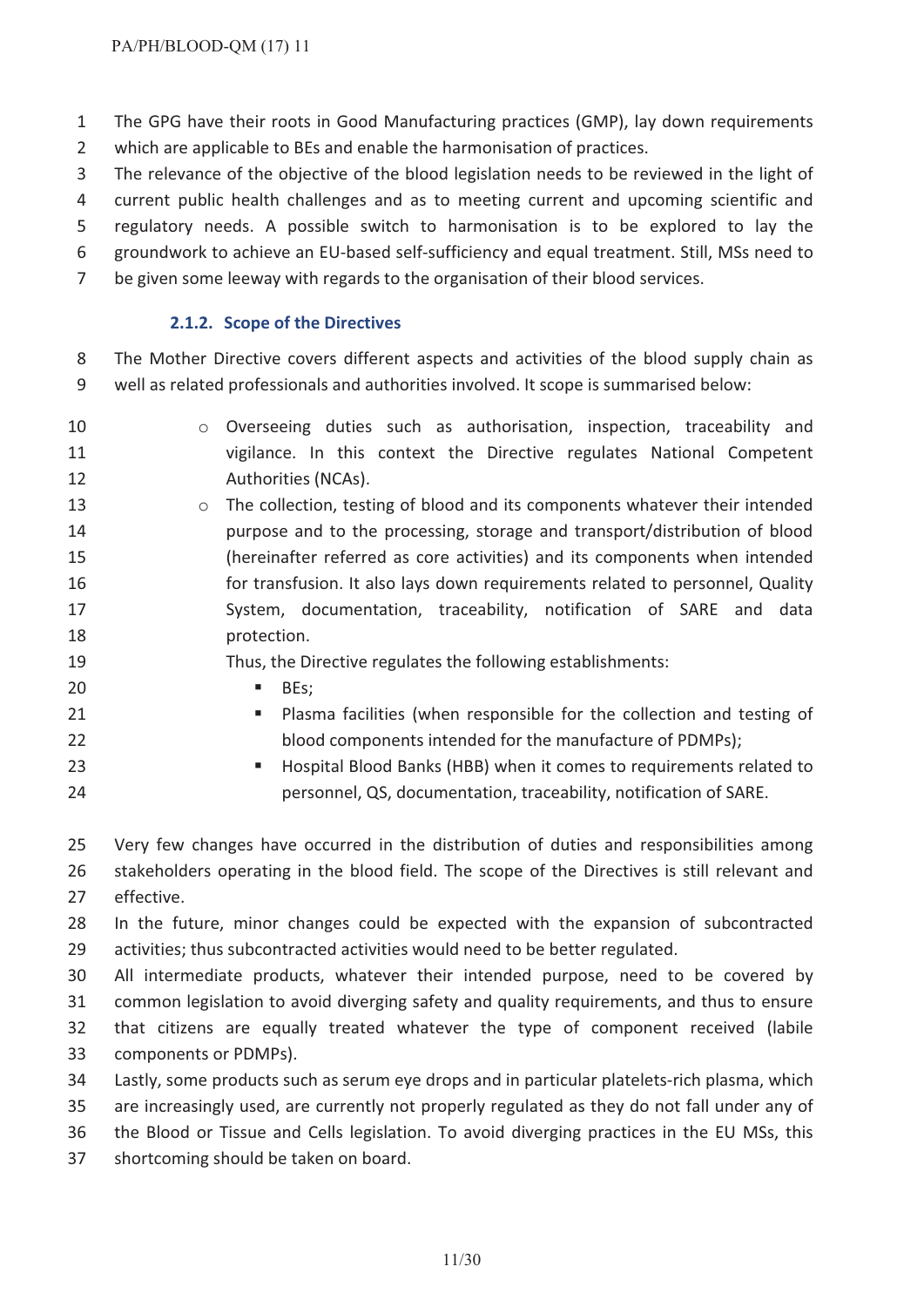The GPG have their roots in Good Manufacturing practices (GMP), lay down requirements which are applicable to BEs and enable the harmonisation of practices.

The relevance of the objective of the blood legislation needs to be reviewed in the light of current public health challenges and as to meeting current and upcoming scientific and regulatory needs. A possible switch to harmonisation is to be explored to lay the groundwork to achieve an EU-based self-sufficiency and equal treatment. Still, MSs need to be given some leeway with regards to the organisation of their blood services.

### 2.1.2. Scope of the Directives

The Mother Directive covers different aspects and activities of the blood supply chain as well as related professionals and authorities involved. It scope is summarised below:

- Overseeing duties such as authorisation, inspection, traceability and vigilance. In this context the Directive regulates National Competent Authorities (NCAs).
- The collection, testing of blood and its components whatever their intended purpose and to the processing, storage and transport/distribution of blood (hereinafter referred as core activities) and its components when intended for transfusion. It also lays down requirements related to personnel, Quality System, documentation, traceability, notification of SARE and data protection.

  Thus, the Directive regulates the following establishments:
    - BEs;
    - Plasma facilities (when responsible for the collection and testing of blood components intended for the manufacture of PDMPs);
    - Hospital Blood Banks (HBB) when it comes to requirements related to personnel, QS, documentation, traceability, notification of SARE.

Very few changes have occurred in the distribution of duties and responsibilities among stakeholders operating in the blood field. The scope of the Directives is still relevant and effective.

In the future, minor changes could be expected with the expansion of subcontracted activities; thus subcontracted activities would need to be better regulated.

All intermediate products, whatever their intended purpose, need to be covered by common legislation to avoid diverging safety and quality requirements, and thus to ensure that citizens are equally treated whatever the type of component received (labile components or PDMPs).

Lastly, some products such as serum eye drops and in particular platelets-rich plasma, which are increasingly used, are currently not properly regulated as they do not fall under any of the Blood or Tissue and Cells legislation. To avoid diverging practices in the EU MSs, this shortcoming should be taken on board.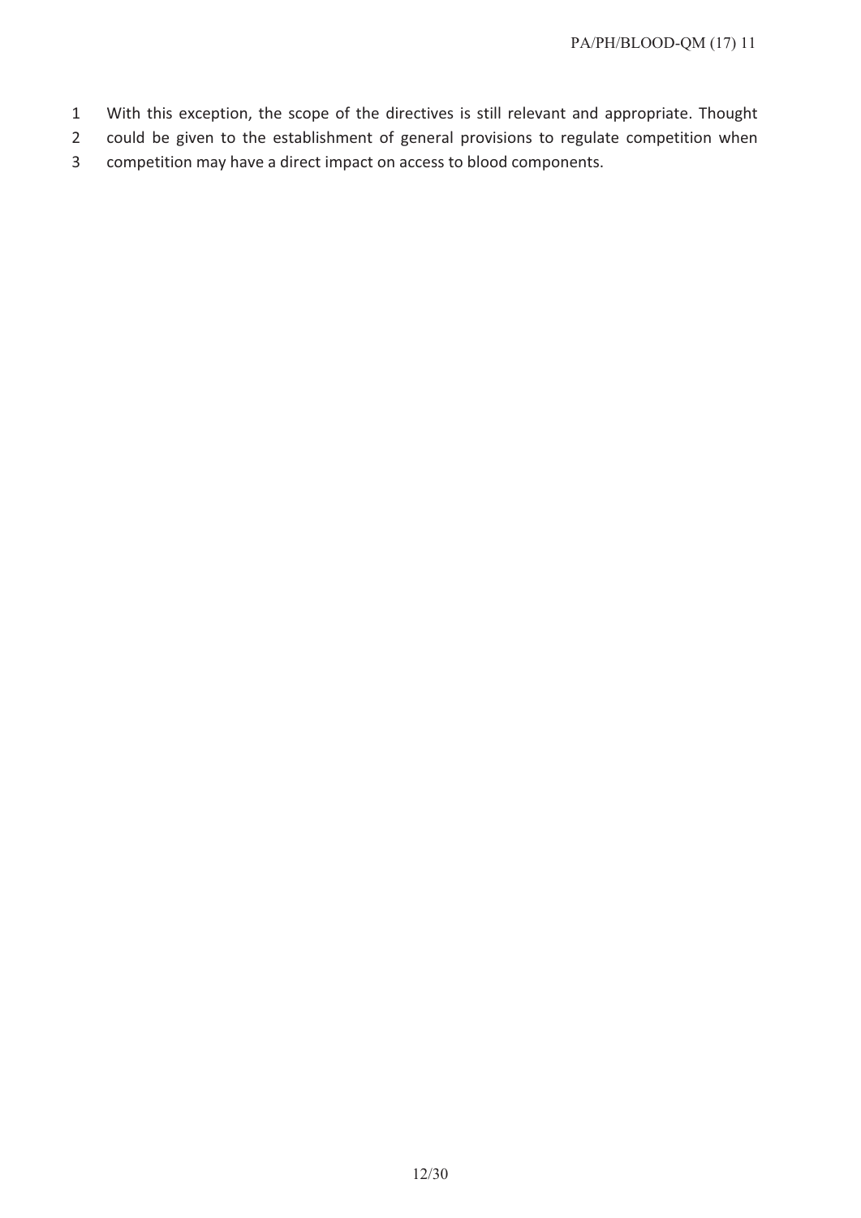With this exception, the scope of the directives is still relevant and appropriate. Thought could be given to the establishment of general provisions to regulate competition when competition may have a direct impact on access to blood components.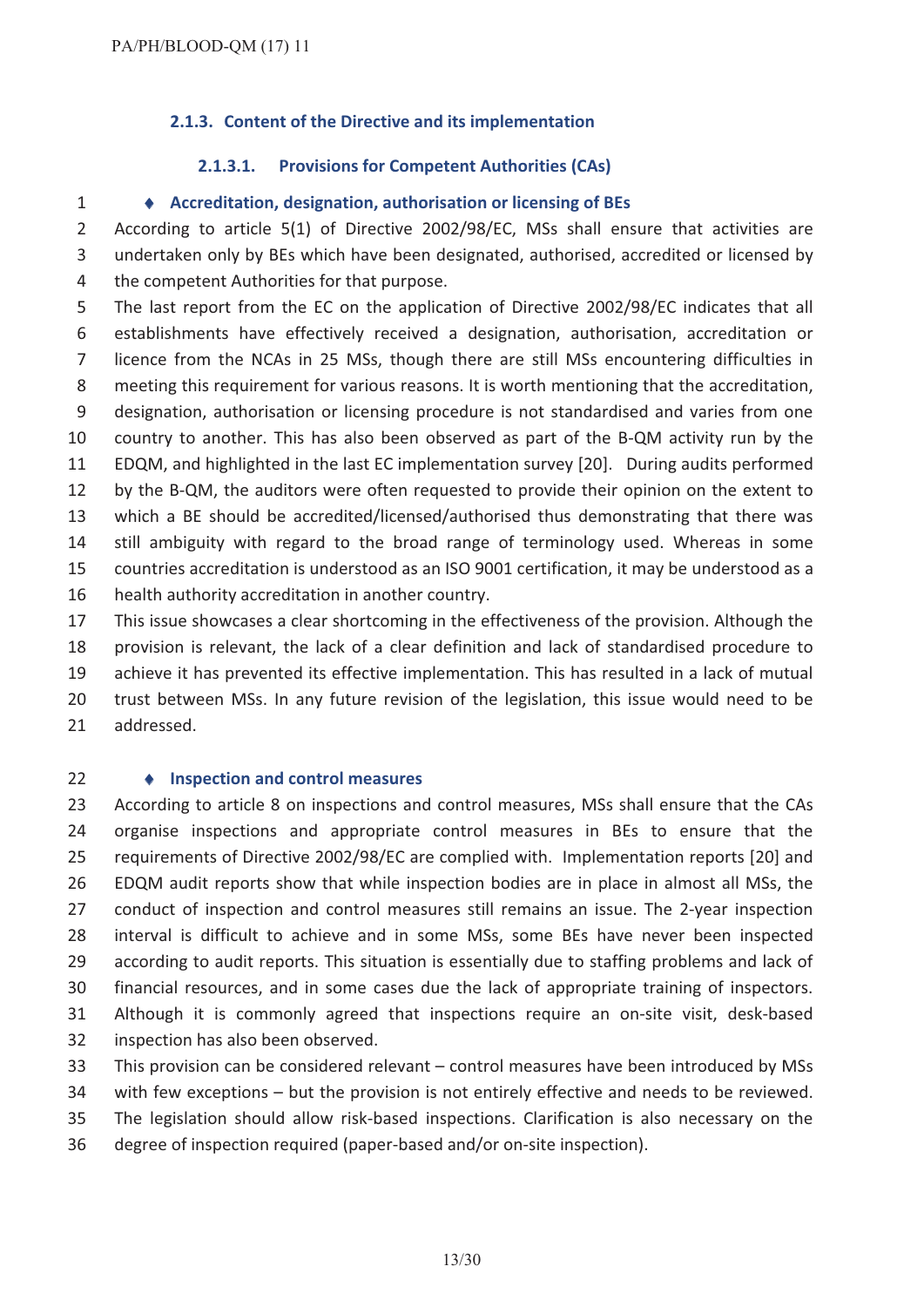### 2.1.3. Content of the Directive and its implementation

#### 2.1.3.1. Provisions for Competent Authorities (CAs)

- **Accreditation, designation, authorisation or licensing of BEs**

According to article 5(1) of Directive 2002/98/EC, MSs shall ensure that activities are undertaken only by BEs which have been designated, authorised, accredited or licensed by the competent Authorities for that purpose.

The last report from the EC on the application of Directive 2002/98/EC indicates that all establishments have effectively received a designation, authorisation, accreditation or licence from the NCAs in 25 MSs, though there are still MSs encountering difficulties in meeting this requirement for various reasons. It is worth mentioning that the accreditation, designation, authorisation or licensing procedure is not standardised and varies from one country to another. This has also been observed as part of the B-QM activity run by the EDQM, and highlighted in the last EC implementation survey [20]. During audits performed by the B-QM, the auditors were often requested to provide their opinion on the extent to which a BE should be accredited/licensed/authorised thus demonstrating that there was still ambiguity with regard to the broad range of terminology used. Whereas in some countries accreditation is understood as an ISO 9001 certification, it may be understood as a health authority accreditation in another country.

This issue showcases a clear shortcoming in the effectiveness of the provision. Although the provision is relevant, the lack of a clear definition and lack of standardised procedure to achieve it has prevented its effective implementation. This has resulted in a lack of mutual trust between MSs. In any future revision of the legislation, this issue would need to be addressed.

- **Inspection and control measures**

According to article 8 on inspections and control measures, MSs shall ensure that the CAs organise inspections and appropriate control measures in BEs to ensure that the requirements of Directive 2002/98/EC are complied with. Implementation reports [20] and EDQM audit reports show that while inspection bodies are in place in almost all MSs, the conduct of inspection and control measures still remains an issue. The 2-year inspection interval is difficult to achieve and in some MSs, some BEs have never been inspected according to audit reports. This situation is essentially due to staffing problems and lack of financial resources, and in some cases due the lack of appropriate training of inspectors. Although it is commonly agreed that inspections require an on-site visit, desk-based inspection has also been observed.

This provision can be considered relevant – control measures have been introduced by MSs with few exceptions – but the provision is not entirely effective and needs to be reviewed. The legislation should allow risk-based inspections. Clarification is also necessary on the degree of inspection required (paper-based and/or on-site inspection).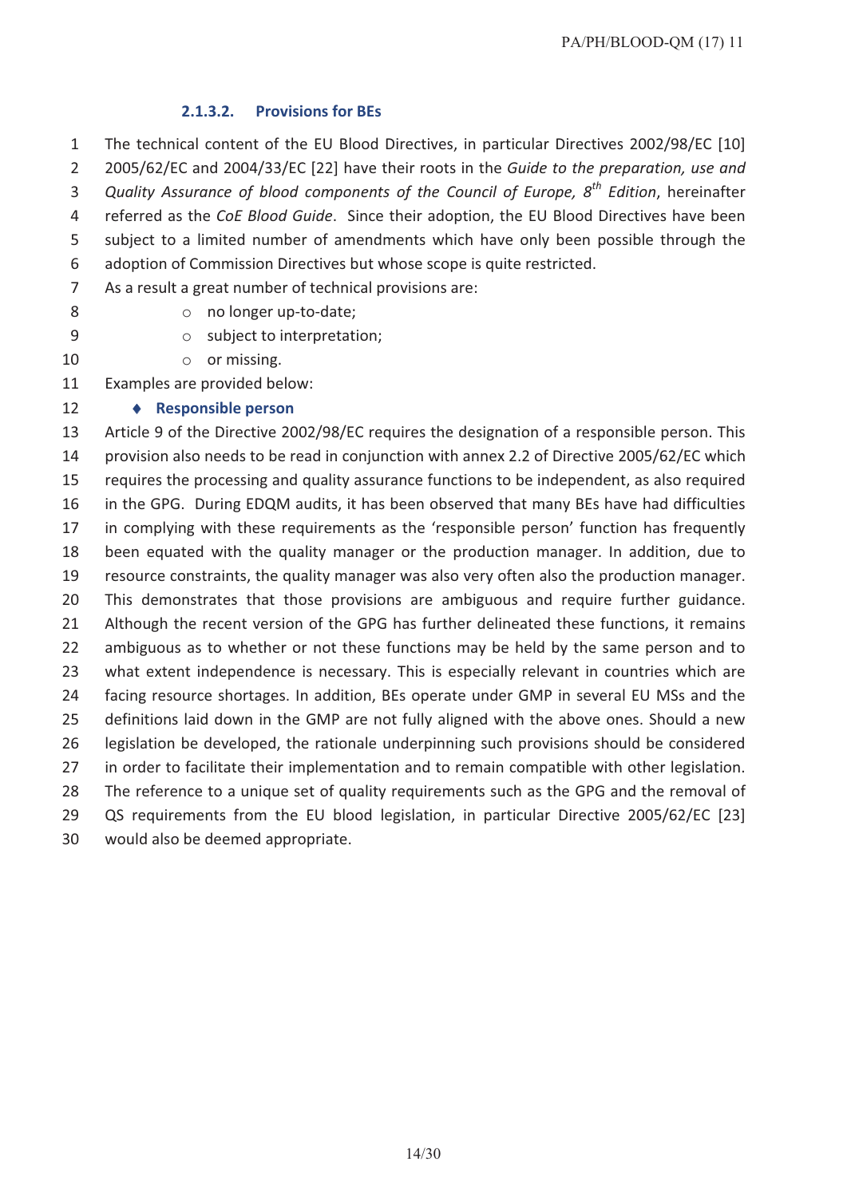#### 2.1.3.2. Provisions for BEs

The technical content of the EU Blood Directives, in particular Directives 2002/98/EC [10] 2005/62/EC and 2004/33/EC [22] have their roots in the *Guide to the preparation, use and Quality Assurance of blood components of the Council of Europe, 8th Edition*, hereinafter referred as the *CoE Blood Guide*. Since their adoption, the EU Blood Directives have been subject to a limited number of amendments which have only been possible through the adoption of Commission Directives but whose scope is quite restricted.

As a result a great number of technical provisions are:

- no longer up-to-date;
- subject to interpretation;
- or missing.

Examples are provided below:

- **Responsible person**

Article 9 of the Directive 2002/98/EC requires the designation of a responsible person. This provision also needs to be read in conjunction with annex 2.2 of Directive 2005/62/EC which requires the processing and quality assurance functions to be independent, as also required in the GPG. During EDQM audits, it has been observed that many BEs have had difficulties in complying with these requirements as the 'responsible person' function has frequently been equated with the quality manager or the production manager. In addition, due to resource constraints, the quality manager was also very often also the production manager. This demonstrates that those provisions are ambiguous and require further guidance. Although the recent version of the GPG has further delineated these functions, it remains ambiguous as to whether or not these functions may be held by the same person and to what extent independence is necessary. This is especially relevant in countries which are facing resource shortages. In addition, BEs operate under GMP in several EU MSs and the definitions laid down in the GMP are not fully aligned with the above ones. Should a new legislation be developed, the rationale underpinning such provisions should be considered in order to facilitate their implementation and to remain compatible with other legislation. The reference to a unique set of quality requirements such as the GPG and the removal of QS requirements from the EU blood legislation, in particular Directive 2005/62/EC [23] would also be deemed appropriate.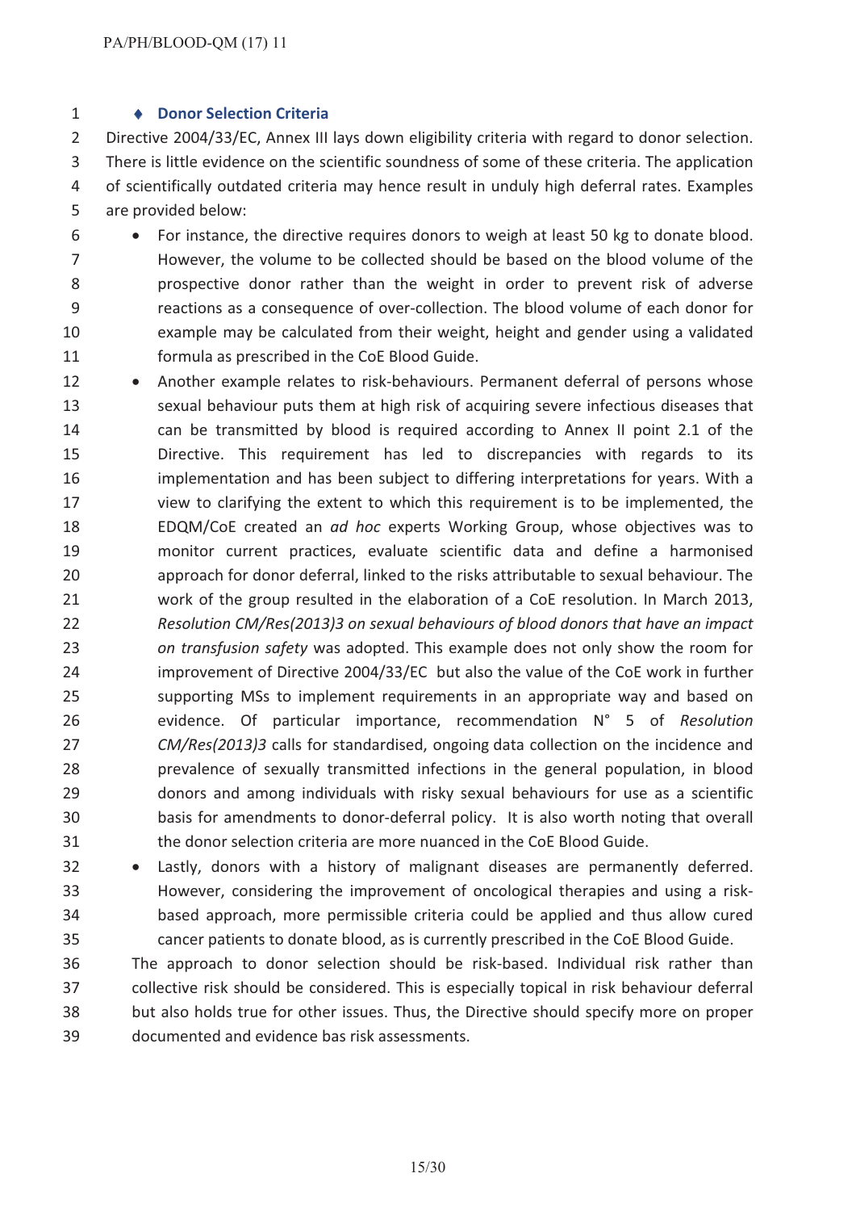### ♦ Donor Selection Criteria

Directive 2004/33/EC, Annex III lays down eligibility criteria with regard to donor selection. There is little evidence on the scientific soundness of some of these criteria. The application of scientifically outdated criteria may hence result in unduly high deferral rates. Examples are provided below:

- For instance, the directive requires donors to weigh at least 50 kg to donate blood. However, the volume to be collected should be based on the blood volume of the prospective donor rather than the weight in order to prevent risk of adverse reactions as a consequence of over-collection. The blood volume of each donor for example may be calculated from their weight, height and gender using a validated formula as prescribed in the CoE Blood Guide.
- Another example relates to risk-behaviours. Permanent deferral of persons whose sexual behaviour puts them at high risk of acquiring severe infectious diseases that can be transmitted by blood is required according to Annex II point 2.1 of the Directive. This requirement has led to discrepancies with regards to its implementation and has been subject to differing interpretations for years. With a view to clarifying the extent to which this requirement is to be implemented, the EDQM/CoE created an *ad hoc* experts Working Group, whose objectives was to monitor current practices, evaluate scientific data and define a harmonised approach for donor deferral, linked to the risks attributable to sexual behaviour. The work of the group resulted in the elaboration of a CoE resolution. In March 2013, *Resolution CM/Res(2013)3 on sexual behaviours of blood donors that have an impact on transfusion safety* was adopted. This example does not only show the room for improvement of Directive 2004/33/EC but also the value of the CoE work in further supporting MSs to implement requirements in an appropriate way and based on evidence. Of particular importance, recommendation N° 5 of *Resolution CM/Res(2013)3* calls for standardised, ongoing data collection on the incidence and prevalence of sexually transmitted infections in the general population, in blood donors and among individuals with risky sexual behaviours for use as a scientific basis for amendments to donor-deferral policy. It is also worth noting that overall the donor selection criteria are more nuanced in the CoE Blood Guide.
- Lastly, donors with a history of malignant diseases are permanently deferred. However, considering the improvement of oncological therapies and using a risk-based approach, more permissible criteria could be applied and thus allow cured cancer patients to donate blood, as is currently prescribed in the CoE Blood Guide.

The approach to donor selection should be risk-based. Individual risk rather than collective risk should be considered. This is especially topical in risk behaviour deferral but also holds true for other issues. Thus, the Directive should specify more on proper documented and evidence bas risk assessments.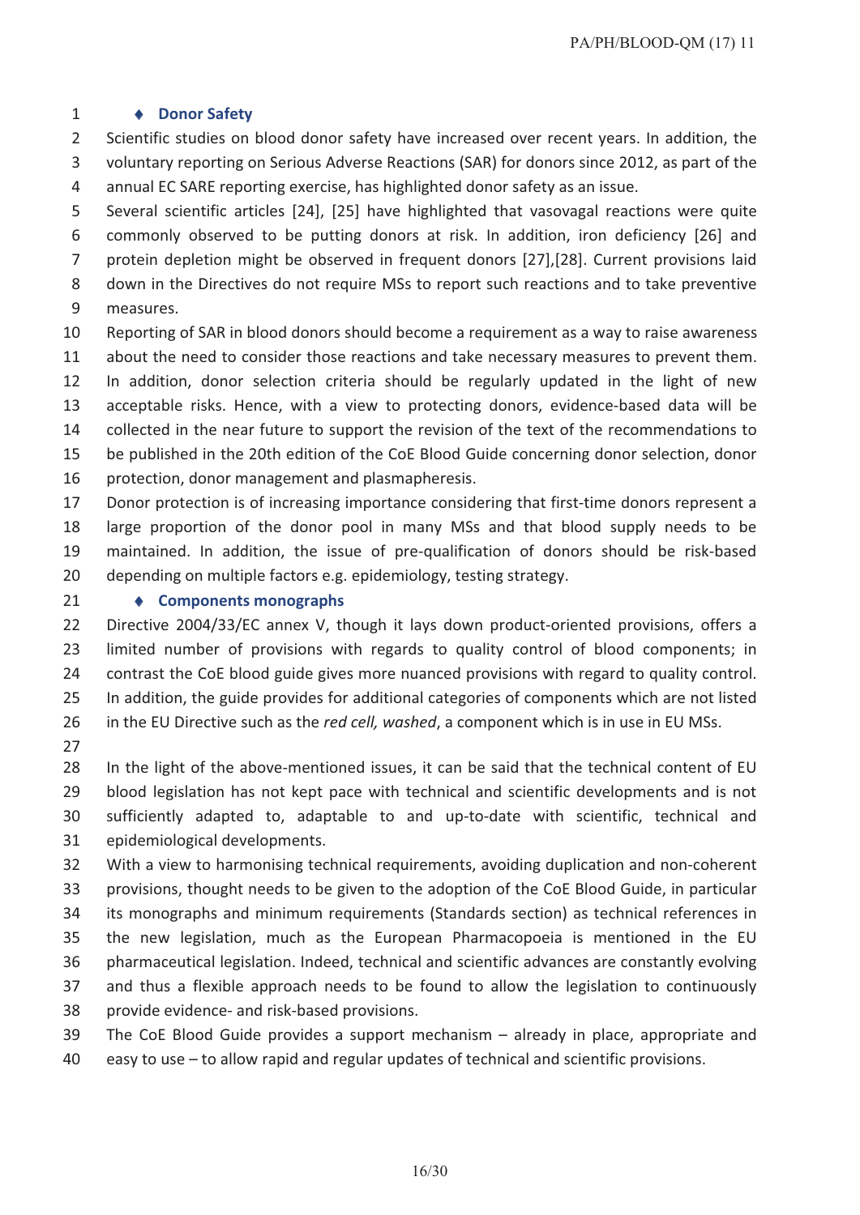- **Donor Safety**

Scientific studies on blood donor safety have increased over recent years. In addition, the voluntary reporting on Serious Adverse Reactions (SAR) for donors since 2012, as part of the annual EC SARE reporting exercise, has highlighted donor safety as an issue.

Several scientific articles [24], [25] have highlighted that vasovagal reactions were quite commonly observed to be putting donors at risk. In addition, iron deficiency [26] and protein depletion might be observed in frequent donors [27],[28]. Current provisions laid down in the Directives do not require MSs to report such reactions and to take preventive measures.

Reporting of SAR in blood donors should become a requirement as a way to raise awareness about the need to consider those reactions and take necessary measures to prevent them. In addition, donor selection criteria should be regularly updated in the light of new acceptable risks. Hence, with a view to protecting donors, evidence-based data will be collected in the near future to support the revision of the text of the recommendations to be published in the 20th edition of the CoE Blood Guide concerning donor selection, donor protection, donor management and plasmapheresis.

Donor protection is of increasing importance considering that first-time donors represent a large proportion of the donor pool in many MSs and that blood supply needs to be maintained. In addition, the issue of pre-qualification of donors should be risk-based depending on multiple factors e.g. epidemiology, testing strategy.

- **Components monographs**

Directive 2004/33/EC annex V, though it lays down product-oriented provisions, offers a limited number of provisions with regards to quality control of blood components; in contrast the CoE blood guide gives more nuanced provisions with regard to quality control. In addition, the guide provides for additional categories of components which are not listed in the EU Directive such as the *red cell, washed*, a component which is in use in EU MSs.

In the light of the above-mentioned issues, it can be said that the technical content of EU blood legislation has not kept pace with technical and scientific developments and is not sufficiently adapted to, adaptable to and up-to-date with scientific, technical and epidemiological developments.

With a view to harmonising technical requirements, avoiding duplication and non-coherent provisions, thought needs to be given to the adoption of the CoE Blood Guide, in particular its monographs and minimum requirements (Standards section) as technical references in the new legislation, much as the European Pharmacopoeia is mentioned in the EU pharmaceutical legislation. Indeed, technical and scientific advances are constantly evolving and thus a flexible approach needs to be found to allow the legislation to continuously provide evidence- and risk-based provisions.

The CoE Blood Guide provides a support mechanism – already in place, appropriate and easy to use – to allow rapid and regular updates of technical and scientific provisions.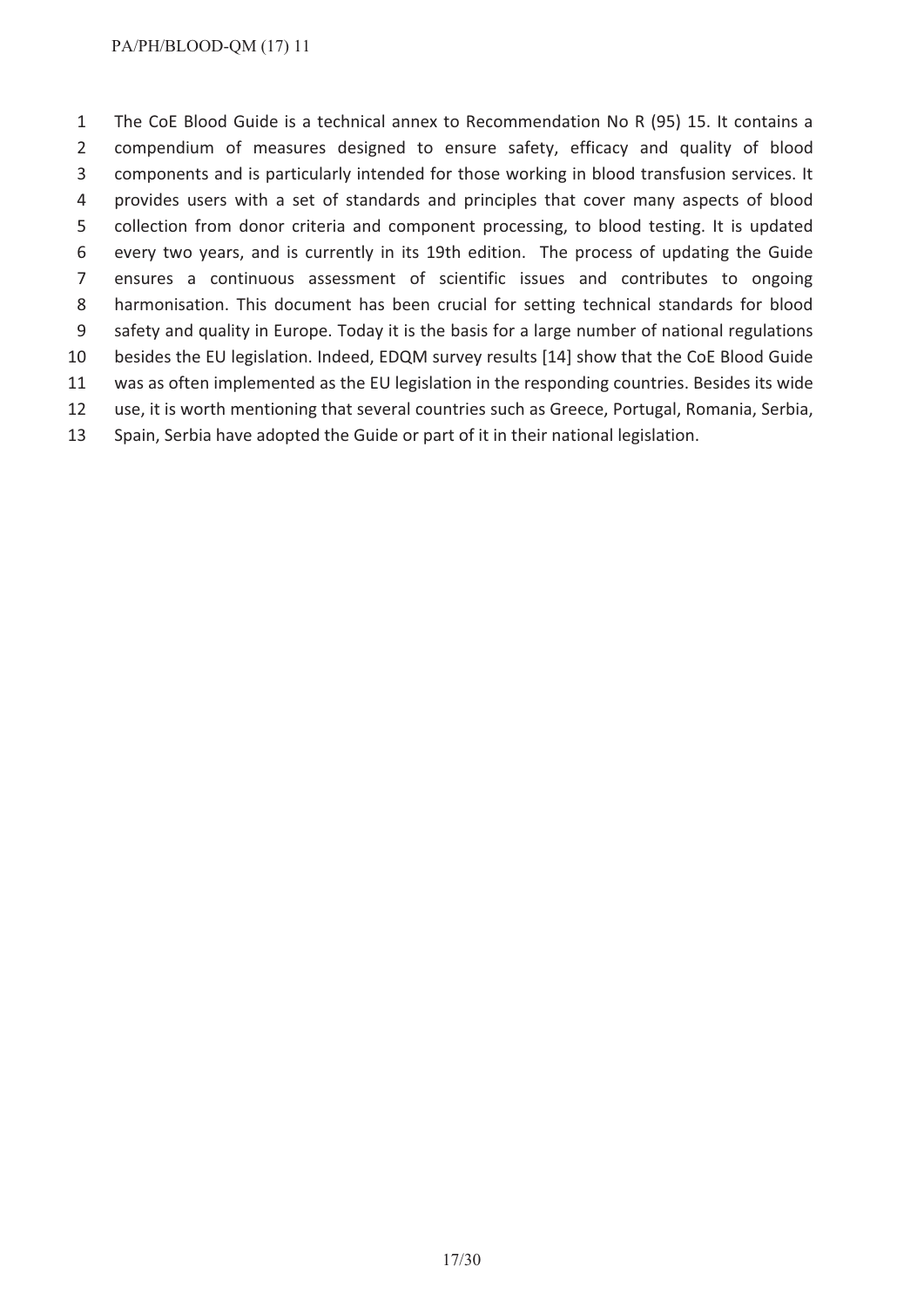The CoE Blood Guide is a technical annex to Recommendation No R (95) 15. It contains a compendium of measures designed to ensure safety, efficacy and quality of blood components and is particularly intended for those working in blood transfusion services. It provides users with a set of standards and principles that cover many aspects of blood collection from donor criteria and component processing, to blood testing. It is updated every two years, and is currently in its 19th edition. The process of updating the Guide ensures a continuous assessment of scientific issues and contributes to ongoing harmonisation. This document has been crucial for setting technical standards for blood safety and quality in Europe. Today it is the basis for a large number of national regulations besides the EU legislation. Indeed, EDQM survey results [14] show that the CoE Blood Guide was as often implemented as the EU legislation in the responding countries. Besides its wide use, it is worth mentioning that several countries such as Greece, Portugal, Romania, Serbia, Spain, Serbia have adopted the Guide or part of it in their national legislation.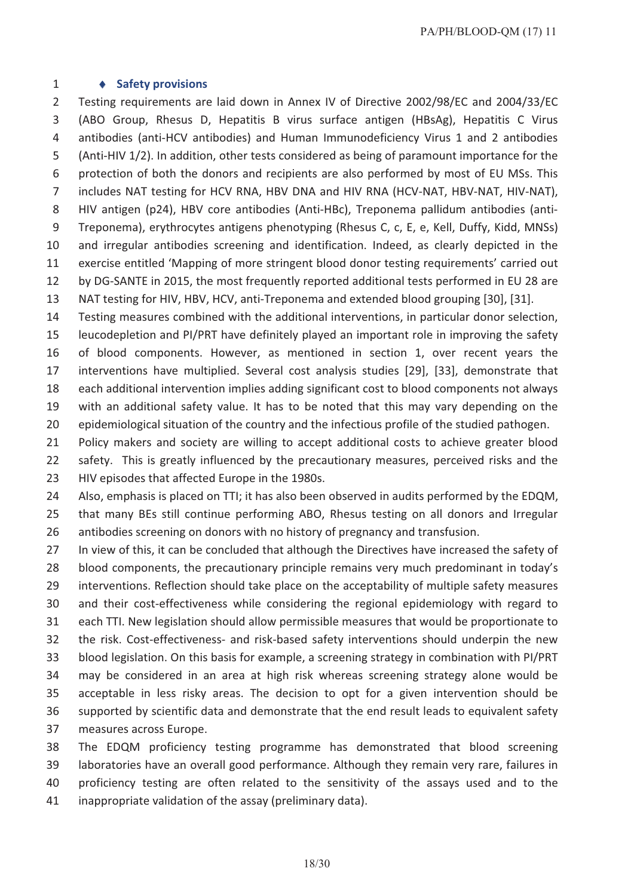- **Safety provisions**

Testing requirements are laid down in Annex IV of Directive 2002/98/EC and 2004/33/EC (ABO Group, Rhesus D, Hepatitis B virus surface antigen (HBsAg), Hepatitis C Virus antibodies (anti-HCV antibodies) and Human Immunodeficiency Virus 1 and 2 antibodies (Anti-HIV 1/2). In addition, other tests considered as being of paramount importance for the protection of both the donors and recipients are also performed by most of EU MSs. This includes NAT testing for HCV RNA, HBV DNA and HIV RNA (HCV-NAT, HBV-NAT, HIV-NAT), HIV antigen (p24), HBV core antibodies (Anti-HBc), Treponema pallidum antibodies (anti-Treponema), erythrocytes antigens phenotyping (Rhesus C, c, E, e, Kell, Duffy, Kidd, MNSs) and irregular antibodies screening and identification. Indeed, as clearly depicted in the exercise entitled 'Mapping of more stringent blood donor testing requirements' carried out by DG-SANTE in 2015, the most frequently reported additional tests performed in EU 28 are NAT testing for HIV, HBV, HCV, anti-Treponema and extended blood grouping [30], [31].

Testing measures combined with the additional interventions, in particular donor selection, leucodepletion and PI/PRT have definitely played an important role in improving the safety of blood components. However, as mentioned in section 1, over recent years the interventions have multiplied. Several cost analysis studies [29], [33], demonstrate that each additional intervention implies adding significant cost to blood components not always with an additional safety value. It has to be noted that this may vary depending on the epidemiological situation of the country and the infectious profile of the studied pathogen.

Policy makers and society are willing to accept additional costs to achieve greater blood safety. This is greatly influenced by the precautionary measures, perceived risks and the HIV episodes that affected Europe in the 1980s.

Also, emphasis is placed on TTI; it has also been observed in audits performed by the EDQM, that many BEs still continue performing ABO, Rhesus testing on all donors and Irregular antibodies screening on donors with no history of pregnancy and transfusion.

In view of this, it can be concluded that although the Directives have increased the safety of blood components, the precautionary principle remains very much predominant in today's interventions. Reflection should take place on the acceptability of multiple safety measures and their cost-effectiveness while considering the regional epidemiology with regard to each TTI. New legislation should allow permissible measures that would be proportionate to the risk. Cost-effectiveness- and risk-based safety interventions should underpin the new blood legislation. On this basis for example, a screening strategy in combination with PI/PRT may be considered in an area at high risk whereas screening strategy alone would be acceptable in less risky areas. The decision to opt for a given intervention should be supported by scientific data and demonstrate that the end result leads to equivalent safety measures across Europe.

The EDQM proficiency testing programme has demonstrated that blood screening laboratories have an overall good performance. Although they remain very rare, failures in proficiency testing are often related to the sensitivity of the assays used and to the inappropriate validation of the assay (preliminary data).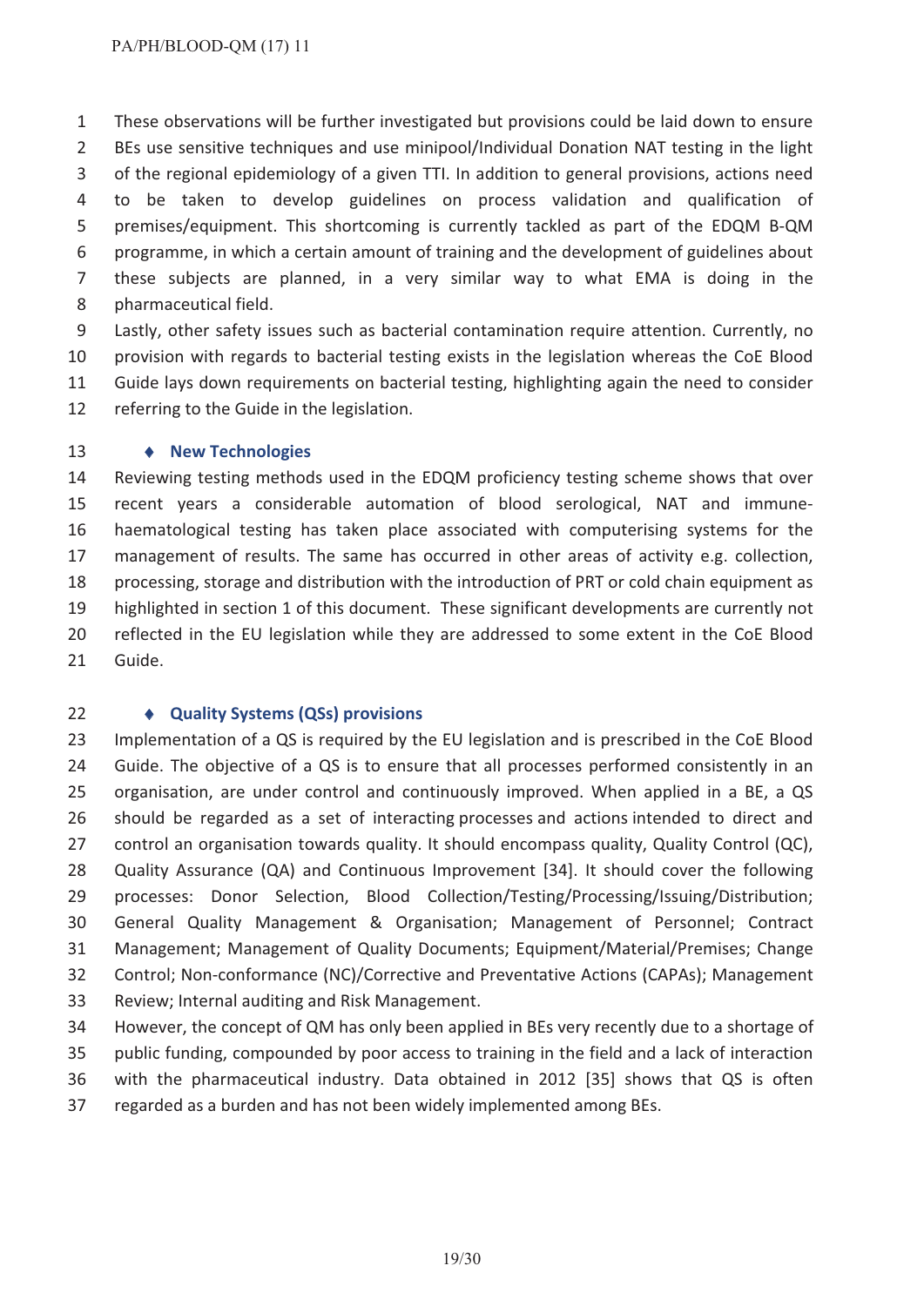These observations will be further investigated but provisions could be laid down to ensure BEs use sensitive techniques and use minipool/Individual Donation NAT testing in the light of the regional epidemiology of a given TTI. In addition to general provisions, actions need to be taken to develop guidelines on process validation and qualification of premises/equipment. This shortcoming is currently tackled as part of the EDQM B-QM programme, in which a certain amount of training and the development of guidelines about these subjects are planned, in a very similar way to what EMA is doing in the pharmaceutical field.

Lastly, other safety issues such as bacterial contamination require attention. Currently, no provision with regards to bacterial testing exists in the legislation whereas the CoE Blood Guide lays down requirements on bacterial testing, highlighting again the need to consider referring to the Guide in the legislation.

- **New Technologies**

Reviewing testing methods used in the EDQM proficiency testing scheme shows that over recent years a considerable automation of blood serological, NAT and immune-haematological testing has taken place associated with computerising systems for the management of results. The same has occurred in other areas of activity e.g. collection, processing, storage and distribution with the introduction of PRT or cold chain equipment as highlighted in section 1 of this document. These significant developments are currently not reflected in the EU legislation while they are addressed to some extent in the CoE Blood Guide.

- **Quality Systems (QSs) provisions**

Implementation of a QS is required by the EU legislation and is prescribed in the CoE Blood Guide. The objective of a QS is to ensure that all processes performed consistently in an organisation, are under control and continuously improved. When applied in a BE, a QS should be regarded as a set of interacting processes and actions intended to direct and control an organisation towards quality. It should encompass quality, Quality Control (QC), Quality Assurance (QA) and Continuous Improvement [34]. It should cover the following processes: Donor Selection, Blood Collection/Testing/Processing/Issuing/Distribution; General Quality Management & Organisation; Management of Personnel; Contract Management; Management of Quality Documents; Equipment/Material/Premises; Change Control; Non-conformance (NC)/Corrective and Preventative Actions (CAPAs); Management Review; Internal auditing and Risk Management.

However, the concept of QM has only been applied in BEs very recently due to a shortage of public funding, compounded by poor access to training in the field and a lack of interaction with the pharmaceutical industry. Data obtained in 2012 [35] shows that QS is often regarded as a burden and has not been widely implemented among BEs.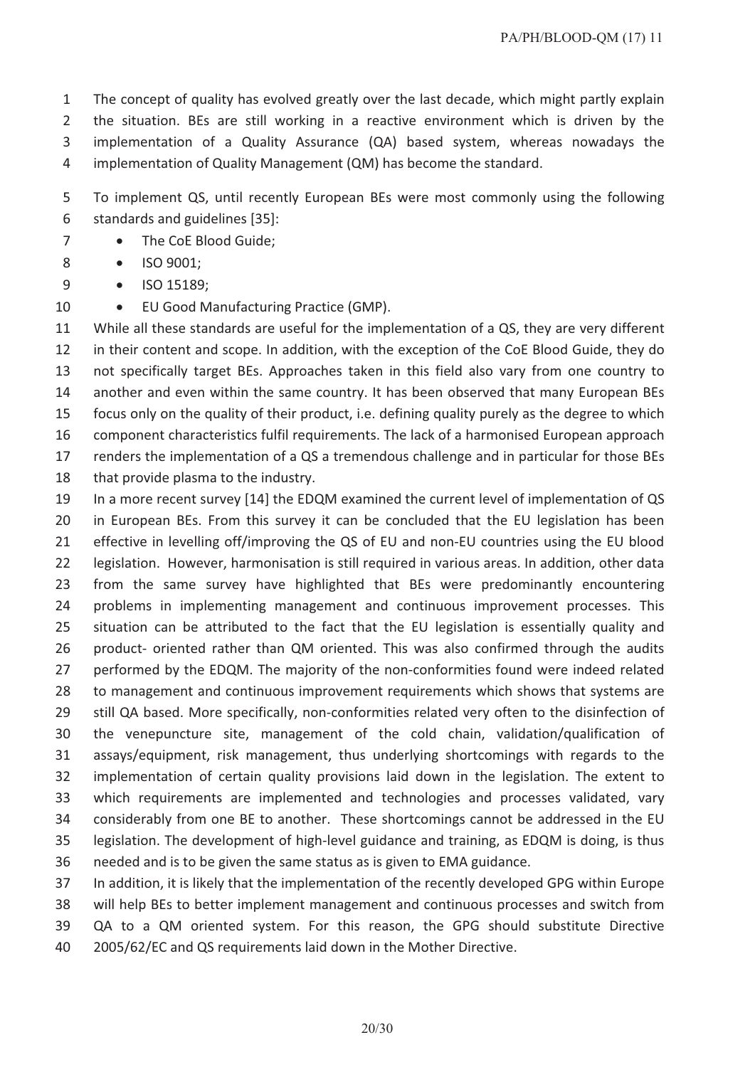The concept of quality has evolved greatly over the last decade, which might partly explain the situation. BEs are still working in a reactive environment which is driven by the implementation of a Quality Assurance (QA) based system, whereas nowadays the implementation of Quality Management (QM) has become the standard.

To implement QS, until recently European BEs were most commonly using the following standards and guidelines [35]:

- The CoE Blood Guide;
- ISO 9001;
- ISO 15189;
- EU Good Manufacturing Practice (GMP).

While all these standards are useful for the implementation of a QS, they are very different in their content and scope. In addition, with the exception of the CoE Blood Guide, they do not specifically target BEs. Approaches taken in this field also vary from one country to another and even within the same country. It has been observed that many European BEs focus only on the quality of their product, i.e. defining quality purely as the degree to which component characteristics fulfil requirements. The lack of a harmonised European approach renders the implementation of a QS a tremendous challenge and in particular for those BEs that provide plasma to the industry.

In a more recent survey [14] the EDQM examined the current level of implementation of QS in European BEs. From this survey it can be concluded that the EU legislation has been effective in levelling off/improving the QS of EU and non-EU countries using the EU blood legislation. However, harmonisation is still required in various areas. In addition, other data from the same survey have highlighted that BEs were predominantly encountering problems in implementing management and continuous improvement processes. This situation can be attributed to the fact that the EU legislation is essentially quality and product- oriented rather than QM oriented. This was also confirmed through the audits performed by the EDQM. The majority of the non-conformities found were indeed related to management and continuous improvement requirements which shows that systems are still QA based. More specifically, non-conformities related very often to the disinfection of the venepuncture site, management of the cold chain, validation/qualification of assays/equipment, risk management, thus underlying shortcomings with regards to the implementation of certain quality provisions laid down in the legislation. The extent to which requirements are implemented and technologies and processes validated, vary considerably from one BE to another. These shortcomings cannot be addressed in the EU legislation. The development of high-level guidance and training, as EDQM is doing, is thus needed and is to be given the same status as is given to EMA guidance.

In addition, it is likely that the implementation of the recently developed GPG within Europe will help BEs to better implement management and continuous processes and switch from QA to a QM oriented system. For this reason, the GPG should substitute Directive 2005/62/EC and QS requirements laid down in the Mother Directive.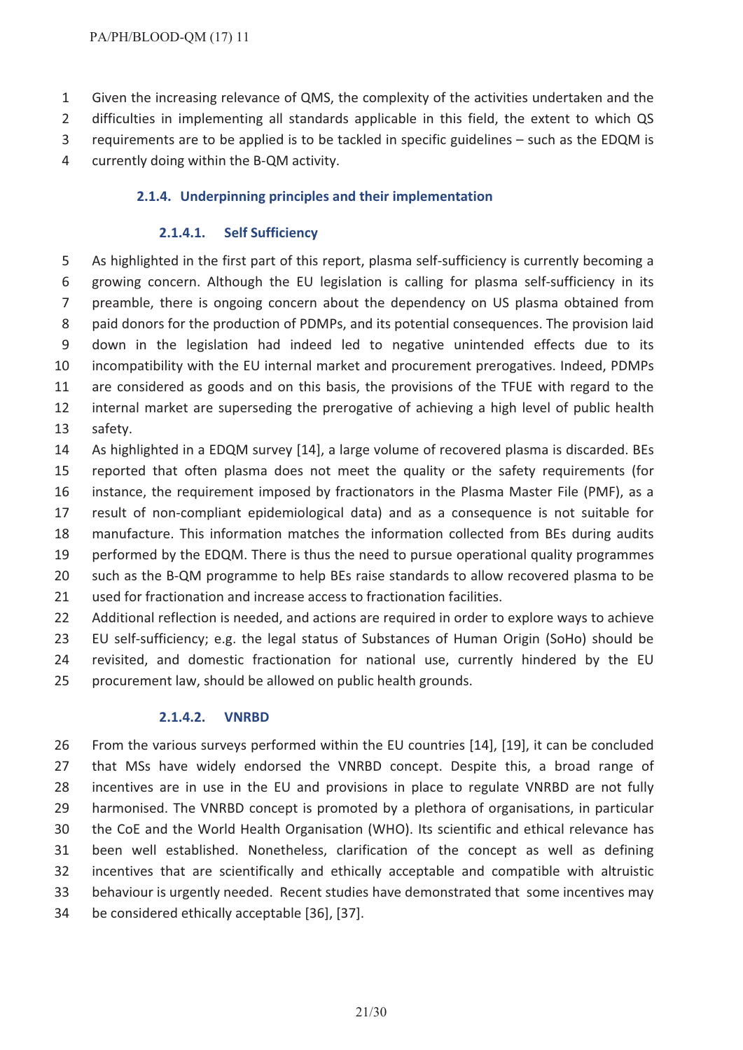Given the increasing relevance of QMS, the complexity of the activities undertaken and the difficulties in implementing all standards applicable in this field, the extent to which QS requirements are to be applied is to be tackled in specific guidelines – such as the EDQM is currently doing within the B-QM activity.

#### 2.1.4. Underpinning principles and their implementation

##### 2.1.4.1. Self Sufficiency

As highlighted in the first part of this report, plasma self-sufficiency is currently becoming a growing concern. Although the EU legislation is calling for plasma self-sufficiency in its preamble, there is ongoing concern about the dependency on US plasma obtained from paid donors for the production of PDMPs, and its potential consequences. The provision laid down in the legislation had indeed led to negative unintended effects due to its incompatibility with the EU internal market and procurement prerogatives. Indeed, PDMPs are considered as goods and on this basis, the provisions of the TFUE with regard to the internal market are superseding the prerogative of achieving a high level of public health safety.

As highlighted in a EDQM survey [14], a large volume of recovered plasma is discarded. BEs reported that often plasma does not meet the quality or the safety requirements (for instance, the requirement imposed by fractionators in the Plasma Master File (PMF), as a result of non-compliant epidemiological data) and as a consequence is not suitable for manufacture. This information matches the information collected from BEs during audits performed by the EDQM. There is thus the need to pursue operational quality programmes such as the B-QM programme to help BEs raise standards to allow recovered plasma to be used for fractionation and increase access to fractionation facilities.

Additional reflection is needed, and actions are required in order to explore ways to achieve EU self-sufficiency; e.g. the legal status of Substances of Human Origin (SoHo) should be revisited, and domestic fractionation for national use, currently hindered by the EU procurement law, should be allowed on public health grounds.

##### 2.1.4.2. VNRBD

From the various surveys performed within the EU countries [14], [19], it can be concluded that MSs have widely endorsed the VNRBD concept. Despite this, a broad range of incentives are in use in the EU and provisions in place to regulate VNRBD are not fully harmonised. The VNRBD concept is promoted by a plethora of organisations, in particular the CoE and the World Health Organisation (WHO). Its scientific and ethical relevance has been well established. Nonetheless, clarification of the concept as well as defining incentives that are scientifically and ethically acceptable and compatible with altruistic behaviour is urgently needed. Recent studies have demonstrated that some incentives may be considered ethically acceptable [36], [37].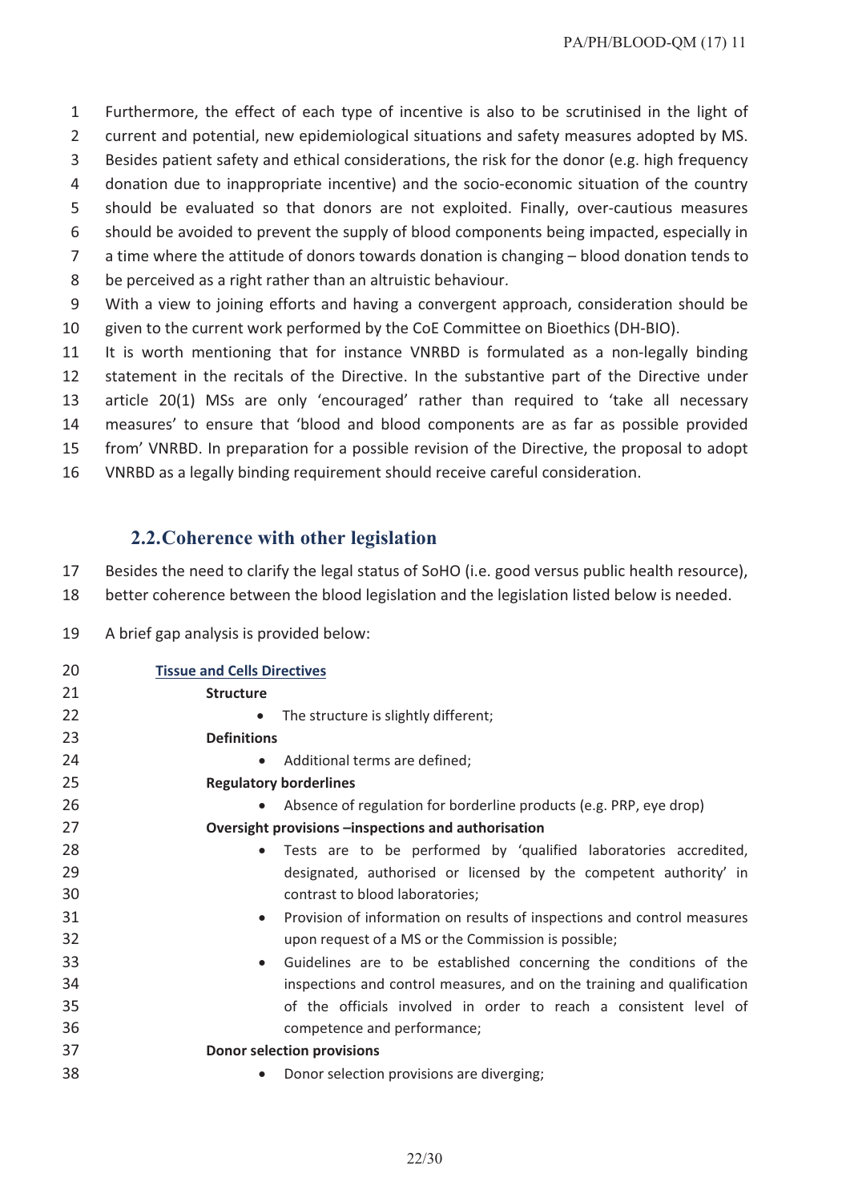Furthermore, the effect of each type of incentive is also to be scrutinised in the light of current and potential, new epidemiological situations and safety measures adopted by MS. Besides patient safety and ethical considerations, the risk for the donor (e.g. high frequency donation due to inappropriate incentive) and the socio-economic situation of the country should be evaluated so that donors are not exploited. Finally, over-cautious measures should be avoided to prevent the supply of blood components being impacted, especially in a time where the attitude of donors towards donation is changing – blood donation tends to be perceived as a right rather than an altruistic behaviour.

With a view to joining efforts and having a convergent approach, consideration should be given to the current work performed by the CoE Committee on Bioethics (DH-BIO).

It is worth mentioning that for instance VNRBD is formulated as a non-legally binding statement in the recitals of the Directive. In the substantive part of the Directive under article 20(1) MSs are only 'encouraged' rather than required to 'take all necessary measures' to ensure that 'blood and blood components are as far as possible provided from' VNRBD. In preparation for a possible revision of the Directive, the proposal to adopt VNRBD as a legally binding requirement should receive careful consideration.

## 2.2. Coherence with other legislation

Besides the need to clarify the legal status of SoHO (i.e. good versus public health resource), better coherence between the blood legislation and the legislation listed below is needed.

A brief gap analysis is provided below:

**Tissue and Cells Directives**

**Structure**

- The structure is slightly different;

**Definitions**

- Additional terms are defined;

**Regulatory borderlines**

- Absence of regulation for borderline products (e.g. PRP, eye drop)

**Oversight provisions –inspections and authorisation**

- Tests are to be performed by 'qualified laboratories accredited, designated, authorised or licensed by the competent authority' in contrast to blood laboratories;
- Provision of information on results of inspections and control measures upon request of a MS or the Commission is possible;
- Guidelines are to be established concerning the conditions of the inspections and control measures, and on the training and qualification of the officials involved in order to reach a consistent level of competence and performance;

**Donor selection provisions**

- Donor selection provisions are diverging;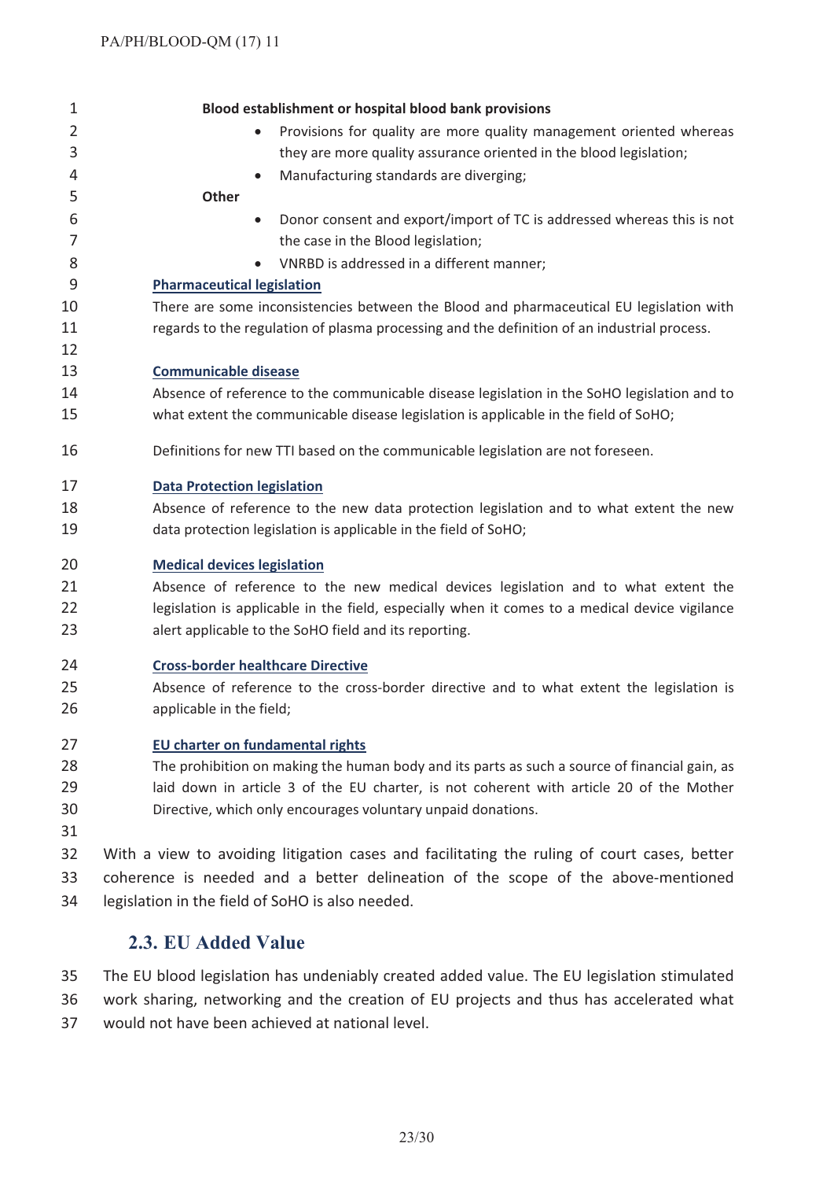**Blood establishment or hospital blood bank provisions**

- Provisions for quality are more quality management oriented whereas they are more quality assurance oriented in the blood legislation;
- Manufacturing standards are diverging;

**Other**

- Donor consent and export/import of TC is addressed whereas this is not the case in the Blood legislation;
- VNRBD is addressed in a different manner;

**Pharmaceutical legislation**

There are some inconsistencies between the Blood and pharmaceutical EU legislation with regards to the regulation of plasma processing and the definition of an industrial process.

**Communicable disease**

Absence of reference to the communicable disease legislation in the SoHO legislation and to what extent the communicable disease legislation is applicable in the field of SoHO;

Definitions for new TTI based on the communicable legislation are not foreseen.

**Data Protection legislation**

Absence of reference to the new data protection legislation and to what extent the new data protection legislation is applicable in the field of SoHO;

**Medical devices legislation**

Absence of reference to the new medical devices legislation and to what extent the legislation is applicable in the field, especially when it comes to a medical device vigilance alert applicable to the SoHO field and its reporting.

**Cross-border healthcare Directive**

Absence of reference to the cross-border directive and to what extent the legislation is applicable in the field;

**EU charter on fundamental rights**

The prohibition on making the human body and its parts as such a source of financial gain, as laid down in article 3 of the EU charter, is not coherent with article 20 of the Mother Directive, which only encourages voluntary unpaid donations.

With a view to avoiding litigation cases and facilitating the ruling of court cases, better coherence is needed and a better delineation of the scope of the above-mentioned legislation in the field of SoHO is also needed.

## 2.3. EU Added Value

The EU blood legislation has undeniably created added value. The EU legislation stimulated work sharing, networking and the creation of EU projects and thus has accelerated what would not have been achieved at national level.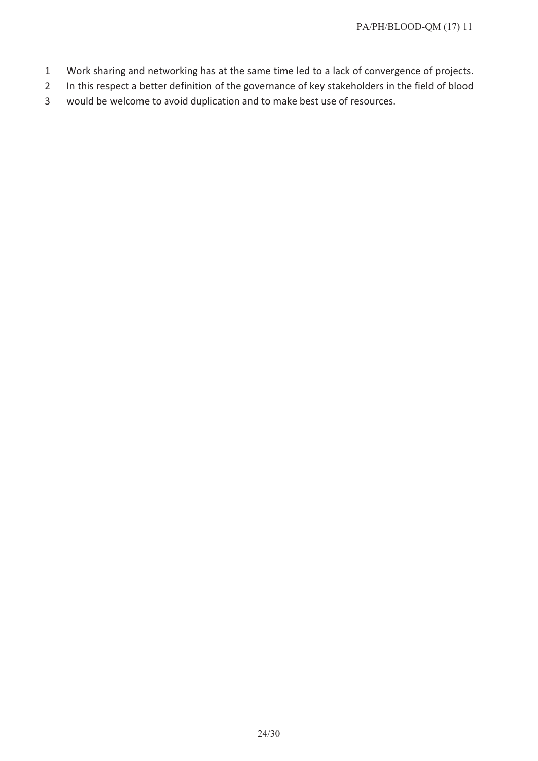Work sharing and networking has at the same time led to a lack of convergence of projects. In this respect a better definition of the governance of key stakeholders in the field of blood would be welcome to avoid duplication and to make best use of resources.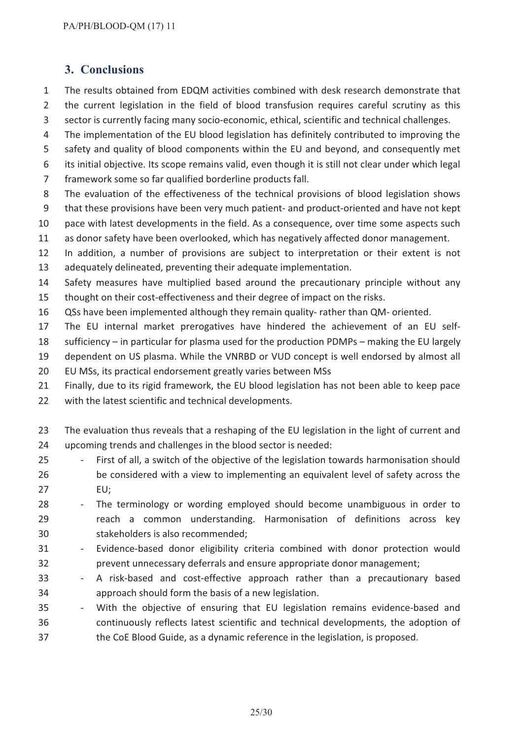## 3. Conclusions

The results obtained from EDQM activities combined with desk research demonstrate that the current legislation in the field of blood transfusion requires careful scrutiny as this sector is currently facing many socio-economic, ethical, scientific and technical challenges.
The implementation of the EU blood legislation has definitely contributed to improving the safety and quality of blood components within the EU and beyond, and consequently met its initial objective. Its scope remains valid, even though it is still not clear under which legal framework some so far qualified borderline products fall.
The evaluation of the effectiveness of the technical provisions of blood legislation shows that these provisions have been very much patient- and product-oriented and have not kept pace with latest developments in the field. As a consequence, over time some aspects such as donor safety have been overlooked, which has negatively affected donor management.
In addition, a number of provisions are subject to interpretation or their extent is not adequately delineated, preventing their adequate implementation.
Safety measures have multiplied based around the precautionary principle without any thought on their cost-effectiveness and their degree of impact on the risks.
QSs have been implemented although they remain quality- rather than QM- oriented.
The EU internal market prerogatives have hindered the achievement of an EU self-sufficiency – in particular for plasma used for the production PDMPs – making the EU largely dependent on US plasma. While the VNRBD or VUD concept is well endorsed by almost all EU MSs, its practical endorsement greatly varies between MSs
Finally, due to its rigid framework, the EU blood legislation has not been able to keep pace with the latest scientific and technical developments.

The evaluation thus reveals that a reshaping of the EU legislation in the light of current and upcoming trends and challenges in the blood sector is needed:

- First of all, a switch of the objective of the legislation towards harmonisation should be considered with a view to implementing an equivalent level of safety across the EU;
- The terminology or wording employed should become unambiguous in order to reach a common understanding. Harmonisation of definitions across key stakeholders is also recommended;
- Evidence-based donor eligibility criteria combined with donor protection would prevent unnecessary deferrals and ensure appropriate donor management;
- A risk-based and cost-effective approach rather than a precautionary based approach should form the basis of a new legislation.
- With the objective of ensuring that EU legislation remains evidence-based and continuously reflects latest scientific and technical developments, the adoption of the CoE Blood Guide, as a dynamic reference in the legislation, is proposed.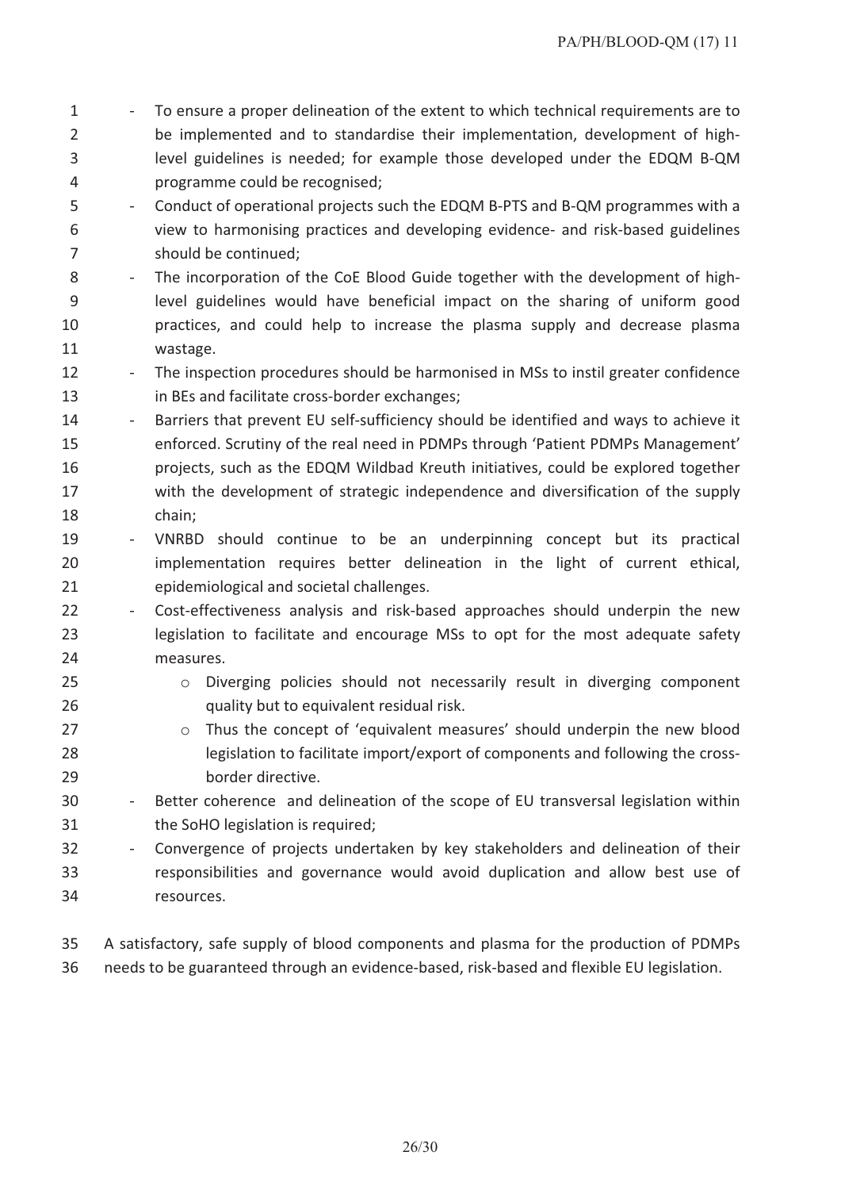- To ensure a proper delineation of the extent to which technical requirements are to be implemented and to standardise their implementation, development of high-level guidelines is needed; for example those developed under the EDQM B-QM programme could be recognised;
- Conduct of operational projects such the EDQM B-PTS and B-QM programmes with a view to harmonising practices and developing evidence- and risk-based guidelines should be continued;
- The incorporation of the CoE Blood Guide together with the development of high-level guidelines would have beneficial impact on the sharing of uniform good practices, and could help to increase the plasma supply and decrease plasma wastage.
- The inspection procedures should be harmonised in MSs to instil greater confidence in BEs and facilitate cross-border exchanges;
- Barriers that prevent EU self-sufficiency should be identified and ways to achieve it enforced. Scrutiny of the real need in PDMPs through 'Patient PDMPs Management' projects, such as the EDQM Wildbad Kreuth initiatives, could be explored together with the development of strategic independence and diversification of the supply chain;
- VNRBD should continue to be an underpinning concept but its practical implementation requires better delineation in the light of current ethical, epidemiological and societal challenges.
- Cost-effectiveness analysis and risk-based approaches should underpin the new legislation to facilitate and encourage MSs to opt for the most adequate safety measures.
  - Diverging policies should not necessarily result in diverging component quality but to equivalent residual risk.
  - Thus the concept of 'equivalent measures' should underpin the new blood legislation to facilitate import/export of components and following the cross-border directive.
- Better coherence and delineation of the scope of EU transversal legislation within the SoHO legislation is required;
- Convergence of projects undertaken by key stakeholders and delineation of their responsibilities and governance would avoid duplication and allow best use of resources.

A satisfactory, safe supply of blood components and plasma for the production of PDMPs needs to be guaranteed through an evidence-based, risk-based and flexible EU legislation.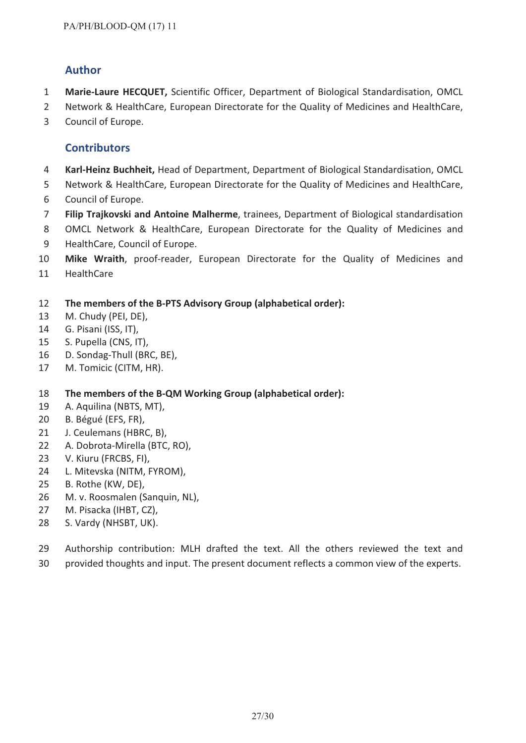## Author

**Marie-Laure HECQUET,** Scientific Officer, Department of Biological Standardisation, OMCL Network & HealthCare, European Directorate for the Quality of Medicines and HealthCare, Council of Europe.

## Contributors

**Karl-Heinz Buchheit,** Head of Department, Department of Biological Standardisation, OMCL Network & HealthCare, European Directorate for the Quality of Medicines and HealthCare, Council of Europe.

**Filip Trajkovski and Antoine Malherme**, trainees, Department of Biological standardisation OMCL Network & HealthCare, European Directorate for the Quality of Medicines and HealthCare, Council of Europe.

**Mike Wraith**, proof-reader, European Directorate for the Quality of Medicines and HealthCare

**The members of the B-PTS Advisory Group (alphabetical order):**

M. Chudy (PEI, DE),
G. Pisani (ISS, IT),
S. Pupella (CNS, IT),
D. Sondag-Thull (BRC, BE),
M. Tomicic (CITM, HR).

**The members of the B-QM Working Group (alphabetical order):**

A. Aquilina (NBTS, MT),
B. Bégué (EFS, FR),
J. Ceulemans (HBRC, B),
A. Dobrota-Mirella (BTC, RO),
V. Kiuru (FRCBS, FI),
L. Mitevska (NITM, FYROM),
B. Rothe (KW, DE),
M. v. Roosmalen (Sanquin, NL),
M. Pisacka (IHBT, CZ),
S. Vardy (NHSBT, UK).

Authorship contribution: MLH drafted the text. All the others reviewed the text and provided thoughts and input. The present document reflects a common view of the experts.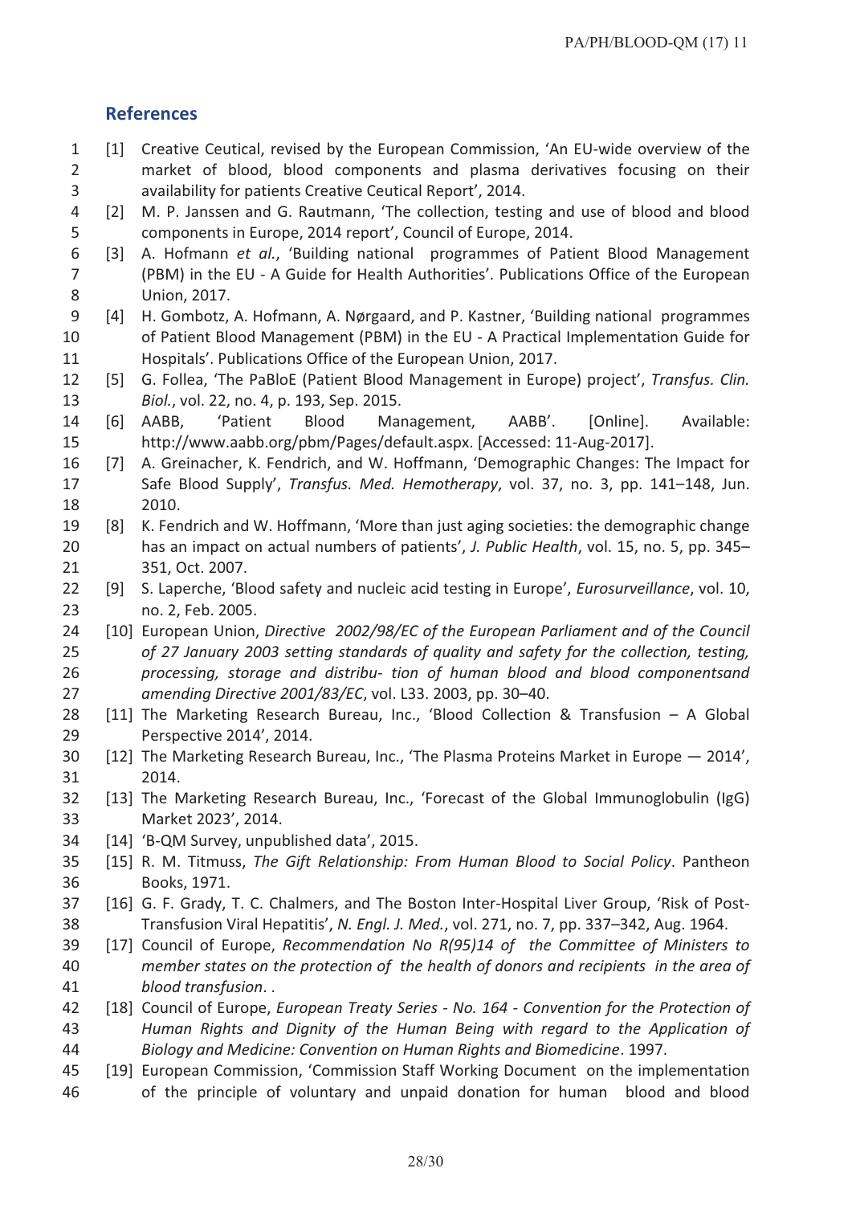## References

[1] Creative Ceutical, revised by the European Commission, 'An EU-wide overview of the market of blood, blood components and plasma derivatives focusing on their availability for patients Creative Ceutical Report', 2014.

[2] M. P. Janssen and G. Rautmann, 'The collection, testing and use of blood and blood components in Europe, 2014 report', Council of Europe, 2014.

[3] A. Hofmann *et al.*, 'Building national programmes of Patient Blood Management (PBM) in the EU - A Guide for Health Authorities'. Publications Office of the European Union, 2017.

[4] H. Gombotz, A. Hofmann, A. Nørgaard, and P. Kastner, 'Building national programmes of Patient Blood Management (PBM) in the EU - A Practical Implementation Guide for Hospitals'. Publications Office of the European Union, 2017.

[5] G. Follea, 'The PaBloE (Patient Blood Management in Europe) project', *Transfus. Clin. Biol.*, vol. 22, no. 4, p. 193, Sep. 2015.

[6] AABB, 'Patient Blood Management, AABB'. [Online]. Available: http://www.aabb.org/pbm/Pages/default.aspx. [Accessed: 11-Aug-2017].

[7] A. Greinacher, K. Fendrich, and W. Hoffmann, 'Demographic Changes: The Impact for Safe Blood Supply', *Transfus. Med. Hemotherapy*, vol. 37, no. 3, pp. 141–148, Jun. 2010.

[8] K. Fendrich and W. Hoffmann, 'More than just aging societies: the demographic change has an impact on actual numbers of patients', *J. Public Health*, vol. 15, no. 5, pp. 345–351, Oct. 2007.

[9] S. Laperche, 'Blood safety and nucleic acid testing in Europe', *Eurosurveillance*, vol. 10, no. 2, Feb. 2005.

[10] European Union, *Directive 2002/98/EC of the European Parliament and of the Council of 27 January 2003 setting standards of quality and safety for the collection, testing, processing, storage and distribu- tion of human blood and blood componentsand amending Directive 2001/83/EC*, vol. L33. 2003, pp. 30–40.

[11] The Marketing Research Bureau, Inc., 'Blood Collection & Transfusion – A Global Perspective 2014', 2014.

[12] The Marketing Research Bureau, Inc., 'The Plasma Proteins Market in Europe — 2014', 2014.

[13] The Marketing Research Bureau, Inc., 'Forecast of the Global Immunoglobulin (IgG) Market 2023', 2014.

[14] 'B-QM Survey, unpublished data', 2015.

[15] R. M. Titmuss, *The Gift Relationship: From Human Blood to Social Policy*. Pantheon Books, 1971.

[16] G. F. Grady, T. C. Chalmers, and The Boston Inter-Hospital Liver Group, 'Risk of Post-Transfusion Viral Hepatitis', *N. Engl. J. Med.*, vol. 271, no. 7, pp. 337–342, Aug. 1964.

[17] Council of Europe, *Recommendation No R(95)14 of the Committee of Ministers to member states on the protection of the health of donors and recipients in the area of blood transfusion*. .

[18] Council of Europe, *European Treaty Series - No. 164 - Convention for the Protection of Human Rights and Dignity of the Human Being with regard to the Application of Biology and Medicine: Convention on Human Rights and Biomedicine*. 1997.

[19] European Commission, 'Commission Staff Working Document on the implementation of the principle of voluntary and unpaid donation for human blood and blood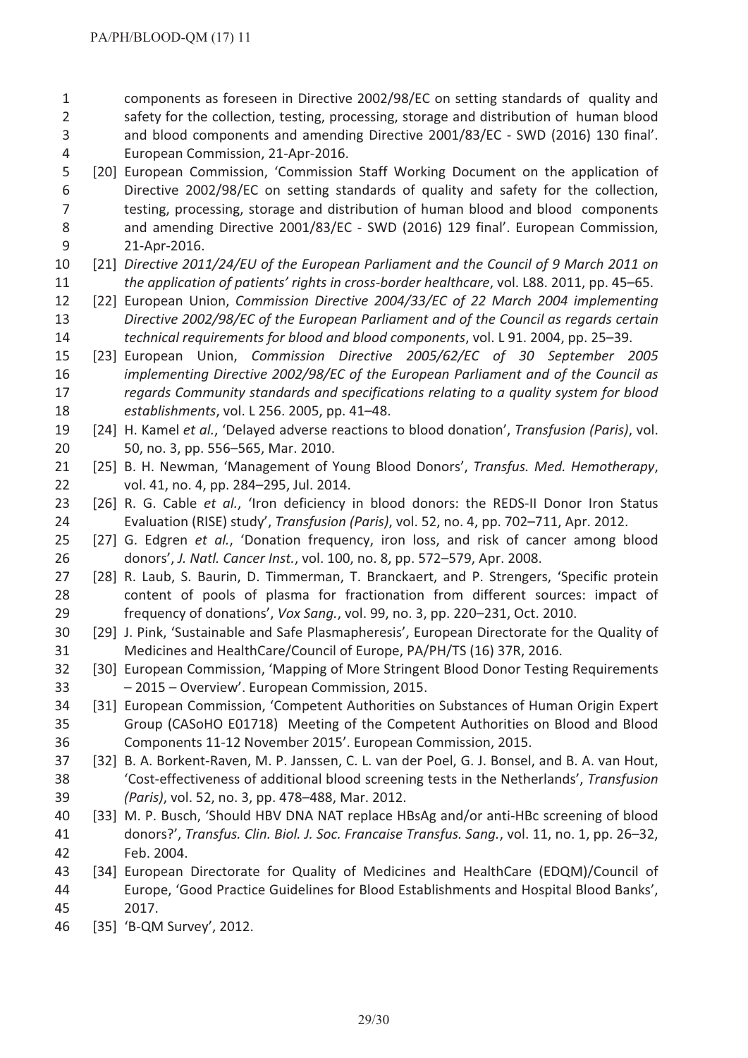components as foreseen in Directive 2002/98/EC on setting standards of quality and safety for the collection, testing, processing, storage and distribution of human blood and blood components and amending Directive 2001/83/EC - SWD (2016) 130 final'. European Commission, 21-Apr-2016.

[20] European Commission, 'Commission Staff Working Document on the application of Directive 2002/98/EC on setting standards of quality and safety for the collection, testing, processing, storage and distribution of human blood and blood components and amending Directive 2001/83/EC - SWD (2016) 129 final'. European Commission, 21-Apr-2016.

[21] *Directive 2011/24/EU of the European Parliament and the Council of 9 March 2011 on the application of patients' rights in cross-border healthcare*, vol. L88. 2011, pp. 45–65.

[22] European Union, *Commission Directive 2004/33/EC of 22 March 2004 implementing Directive 2002/98/EC of the European Parliament and of the Council as regards certain technical requirements for blood and blood components*, vol. L 91. 2004, pp. 25–39.

[23] European Union, *Commission Directive 2005/62/EC of 30 September 2005 implementing Directive 2002/98/EC of the European Parliament and of the Council as regards Community standards and specifications relating to a quality system for blood establishments*, vol. L 256. 2005, pp. 41–48.

[24] H. Kamel *et al.*, 'Delayed adverse reactions to blood donation', *Transfusion (Paris)*, vol. 50, no. 3, pp. 556–565, Mar. 2010.

[25] B. H. Newman, 'Management of Young Blood Donors', *Transfus. Med. Hemotherapy*, vol. 41, no. 4, pp. 284–295, Jul. 2014.

[26] R. G. Cable *et al.*, 'Iron deficiency in blood donors: the REDS-II Donor Iron Status Evaluation (RISE) study', *Transfusion (Paris)*, vol. 52, no. 4, pp. 702–711, Apr. 2012.

[27] G. Edgren *et al.*, 'Donation frequency, iron loss, and risk of cancer among blood donors', *J. Natl. Cancer Inst.*, vol. 100, no. 8, pp. 572–579, Apr. 2008.

[28] R. Laub, S. Baurin, D. Timmerman, T. Branckaert, and P. Strengers, 'Specific protein content of pools of plasma for fractionation from different sources: impact of frequency of donations', *Vox Sang.*, vol. 99, no. 3, pp. 220–231, Oct. 2010.

[29] J. Pink, 'Sustainable and Safe Plasmapheresis', European Directorate for the Quality of Medicines and HealthCare/Council of Europe, PA/PH/TS (16) 37R, 2016.

[30] European Commission, 'Mapping of More Stringent Blood Donor Testing Requirements – 2015 – Overview'. European Commission, 2015.

[31] European Commission, 'Competent Authorities on Substances of Human Origin Expert Group (CASoHO E01718) Meeting of the Competent Authorities on Blood and Blood Components 11-12 November 2015'. European Commission, 2015.

[32] B. A. Borkent-Raven, M. P. Janssen, C. L. van der Poel, G. J. Bonsel, and B. A. van Hout, 'Cost-effectiveness of additional blood screening tests in the Netherlands', *Transfusion (Paris)*, vol. 52, no. 3, pp. 478–488, Mar. 2012.

[33] M. P. Busch, 'Should HBV DNA NAT replace HBsAg and/or anti-HBc screening of blood donors?', *Transfus. Clin. Biol. J. Soc. Francaise Transfus. Sang.*, vol. 11, no. 1, pp. 26–32, Feb. 2004.

[34] European Directorate for Quality of Medicines and HealthCare (EDQM)/Council of Europe, 'Good Practice Guidelines for Blood Establishments and Hospital Blood Banks', 2017.

[35] 'B-QM Survey', 2012.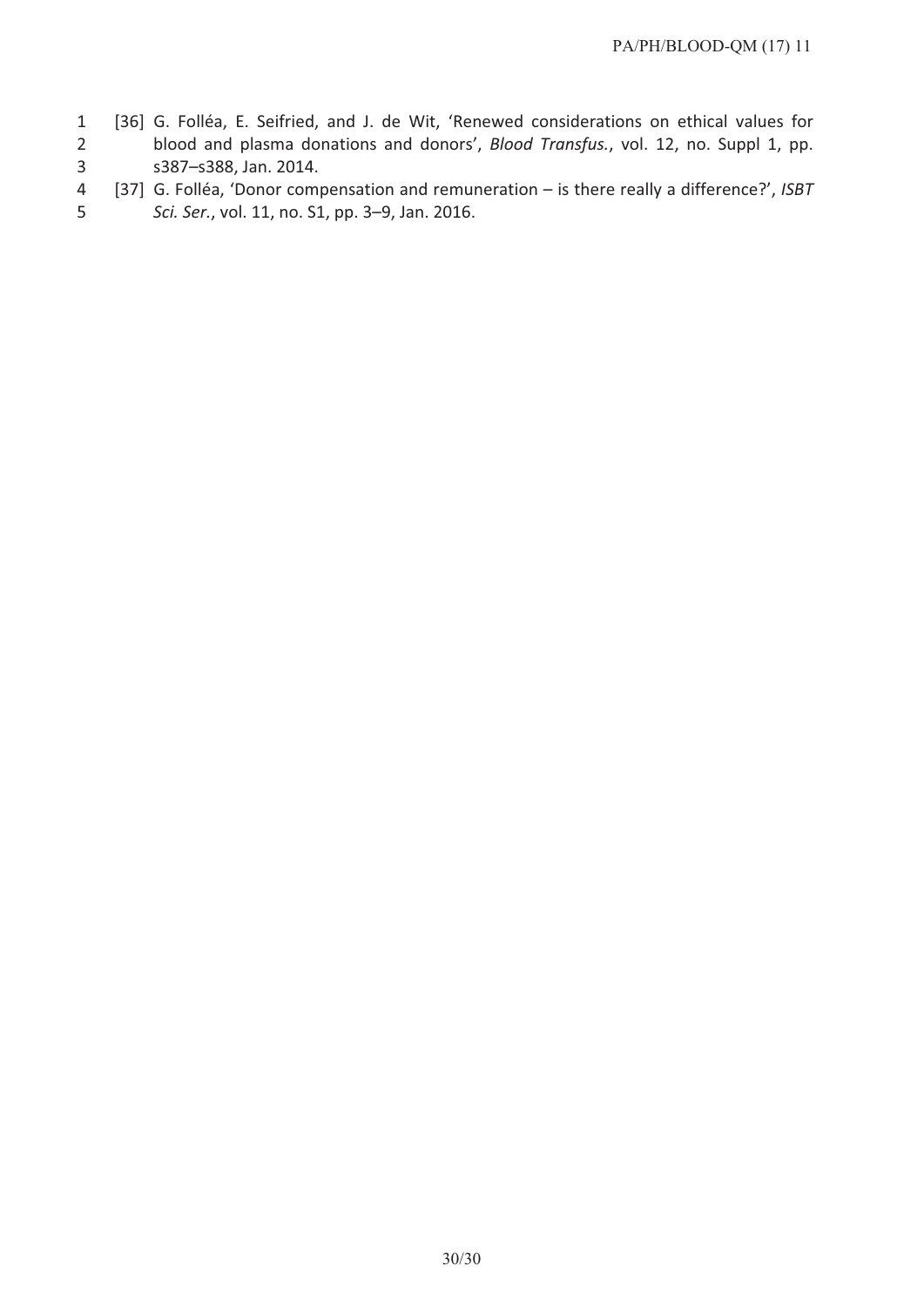[36] G. Folléa, E. Seifried, and J. de Wit, 'Renewed considerations on ethical values for blood and plasma donations and donors', *Blood Transfus.*, vol. 12, no. Suppl 1, pp. s387–s388, Jan. 2014.

[37] G. Folléa, 'Donor compensation and remuneration – is there really a difference?', *ISBT Sci. Ser.*, vol. 11, no. S1, pp. 3–9, Jan. 2016.